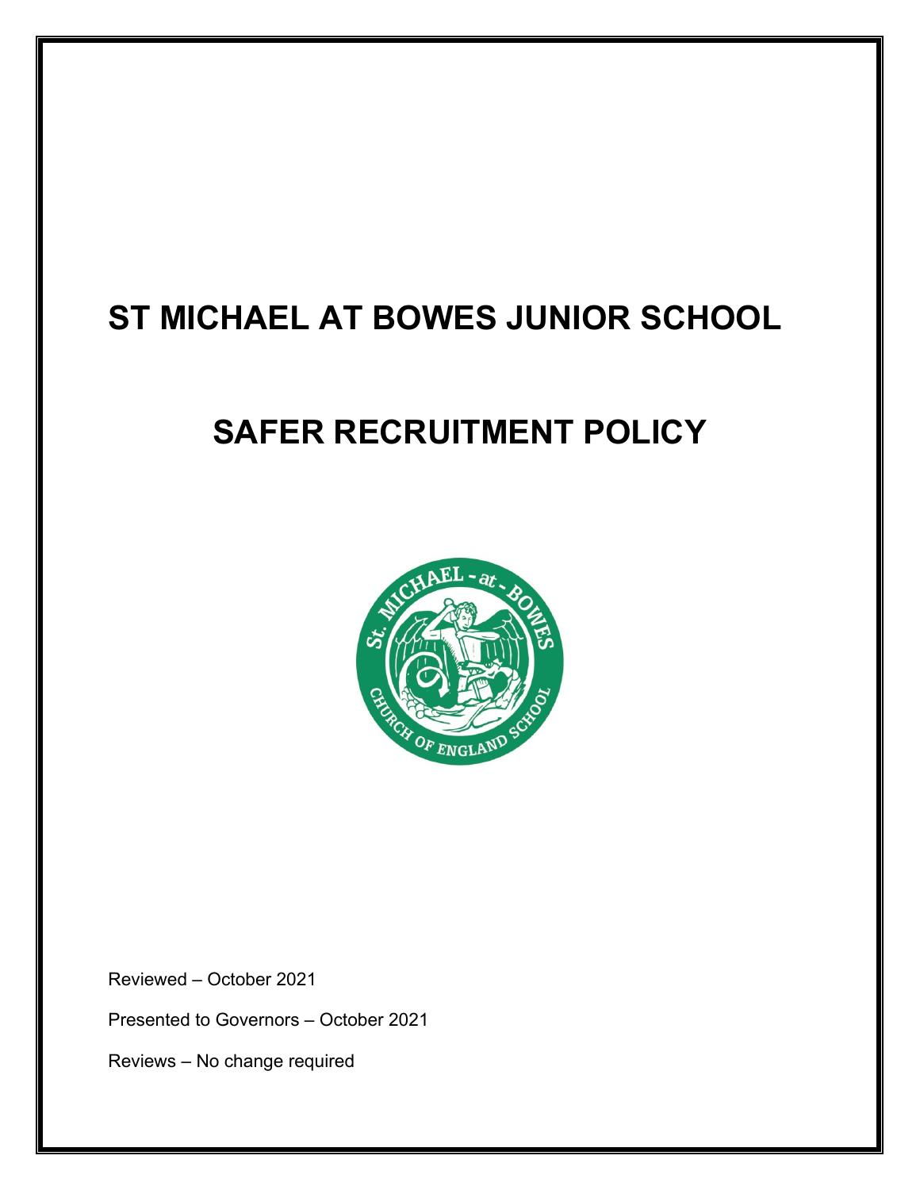# ST MICHAEL AT BOWES JUNIOR SCHOOL

# SAFER RECRUITMENT POLICY

Reviewed – October 2021

Presented to Governors – October 2021

Reviews – No change required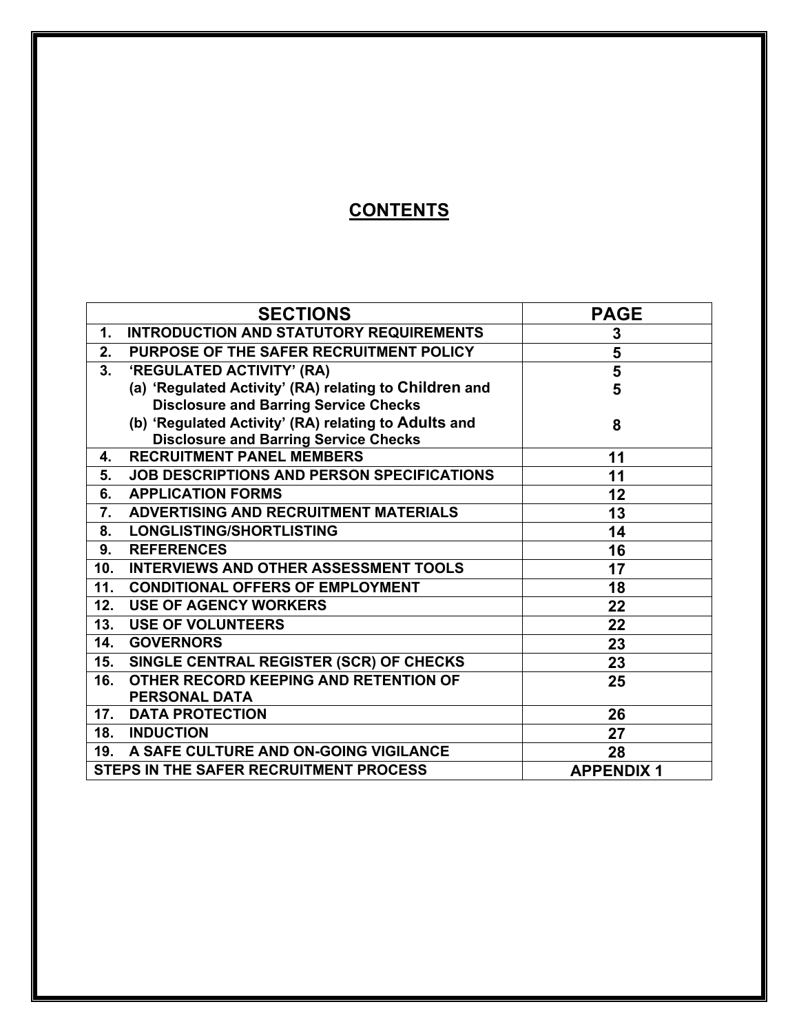# CONTENTS

| SECTIONS | PAGE |
|---|---|
| 1. INTRODUCTION AND STATUTORY REQUIREMENTS | 3 |
| 2. PURPOSE OF THE SAFER RECRUITMENT POLICY | 5 |
| 3. 'REGULATED ACTIVITY' (RA) | 5 |
| (a) 'Regulated Activity' (RA) relating to Children and Disclosure and Barring Service Checks | 5 |
| (b) 'Regulated Activity' (RA) relating to Adults and Disclosure and Barring Service Checks | 8 |
| 4. RECRUITMENT PANEL MEMBERS | 11 |
| 5. JOB DESCRIPTIONS AND PERSON SPECIFICATIONS | 11 |
| 6. APPLICATION FORMS | 12 |
| 7. ADVERTISING AND RECRUITMENT MATERIALS | 13 |
| 8. LONGLISTING/SHORTLISTING | 14 |
| 9. REFERENCES | 16 |
| 10. INTERVIEWS AND OTHER ASSESSMENT TOOLS | 17 |
| 11. CONDITIONAL OFFERS OF EMPLOYMENT | 18 |
| 12. USE OF AGENCY WORKERS | 22 |
| 13. USE OF VOLUNTEERS | 22 |
| 14. GOVERNORS | 23 |
| 15. SINGLE CENTRAL REGISTER (SCR) OF CHECKS | 23 |
| 16. OTHER RECORD KEEPING AND RETENTION OF PERSONAL DATA | 25 |
| 17. DATA PROTECTION | 26 |
| 18. INDUCTION | 27 |
| 19. A SAFE CULTURE AND ON-GOING VIGILANCE | 28 |
| STEPS IN THE SAFER RECRUITMENT PROCESS | APPENDIX 1 |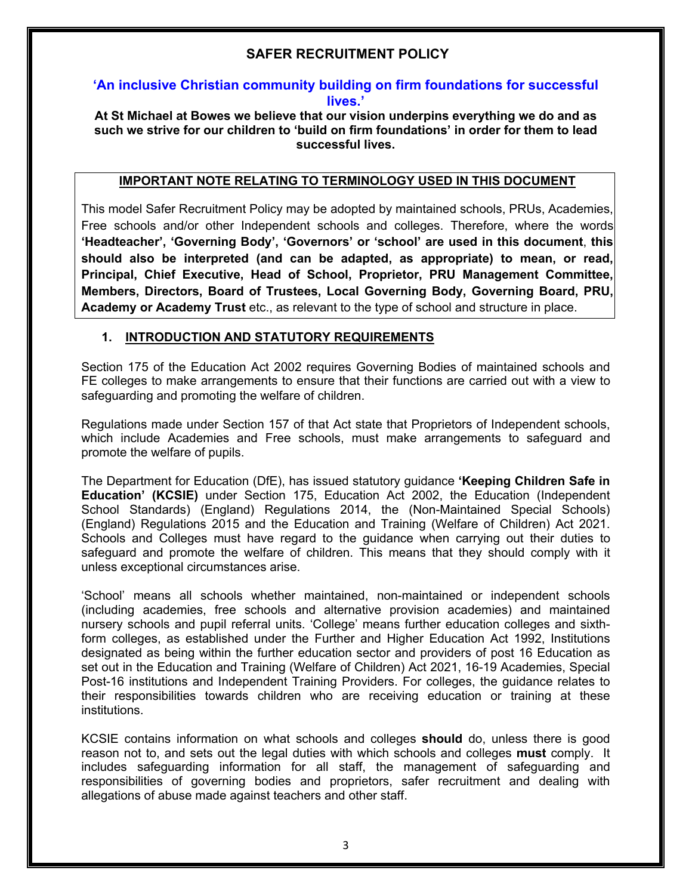# SAFER RECRUITMENT POLICY

**'An inclusive Christian community building on firm foundations for successful lives.'**

**At St Michael at Bowes we believe that our vision underpins everything we do and as such we strive for our children to 'build on firm foundations' in order for them to lead successful lives.**

**IMPORTANT NOTE RELATING TO TERMINOLOGY USED IN THIS DOCUMENT**

This model Safer Recruitment Policy may be adopted by maintained schools, PRUs, Academies, Free schools and/or other Independent schools and colleges. Therefore, where the words **'Headteacher', 'Governing Body', 'Governors' or 'school' are used in this document**, **this should also be interpreted (and can be adapted, as appropriate) to mean, or read, Principal, Chief Executive, Head of School, Proprietor, PRU Management Committee, Members, Directors, Board of Trustees, Local Governing Body, Governing Board, PRU, Academy or Academy Trust** etc., as relevant to the type of school and structure in place.

## 1. INTRODUCTION AND STATUTORY REQUIREMENTS

Section 175 of the Education Act 2002 requires Governing Bodies of maintained schools and FE colleges to make arrangements to ensure that their functions are carried out with a view to safeguarding and promoting the welfare of children.

Regulations made under Section 157 of that Act state that Proprietors of Independent schools, which include Academies and Free schools, must make arrangements to safeguard and promote the welfare of pupils.

The Department for Education (DfE), has issued statutory guidance **'Keeping Children Safe in Education' (KCSIE)** under Section 175, Education Act 2002, the Education (Independent School Standards) (England) Regulations 2014, the (Non-Maintained Special Schools) (England) Regulations 2015 and the Education and Training (Welfare of Children) Act 2021. Schools and Colleges must have regard to the guidance when carrying out their duties to safeguard and promote the welfare of children. This means that they should comply with it unless exceptional circumstances arise.

'School' means all schools whether maintained, non-maintained or independent schools (including academies, free schools and alternative provision academies) and maintained nursery schools and pupil referral units. 'College' means further education colleges and sixth-form colleges, as established under the Further and Higher Education Act 1992, Institutions designated as being within the further education sector and providers of post 16 Education as set out in the Education and Training (Welfare of Children) Act 2021, 16-19 Academies, Special Post-16 institutions and Independent Training Providers. For colleges, the guidance relates to their responsibilities towards children who are receiving education or training at these institutions.

KCSIE contains information on what schools and colleges **should** do, unless there is good reason not to, and sets out the legal duties with which schools and colleges **must** comply. It includes safeguarding information for all staff, the management of safeguarding and responsibilities of governing bodies and proprietors, safer recruitment and dealing with allegations of abuse made against teachers and other staff.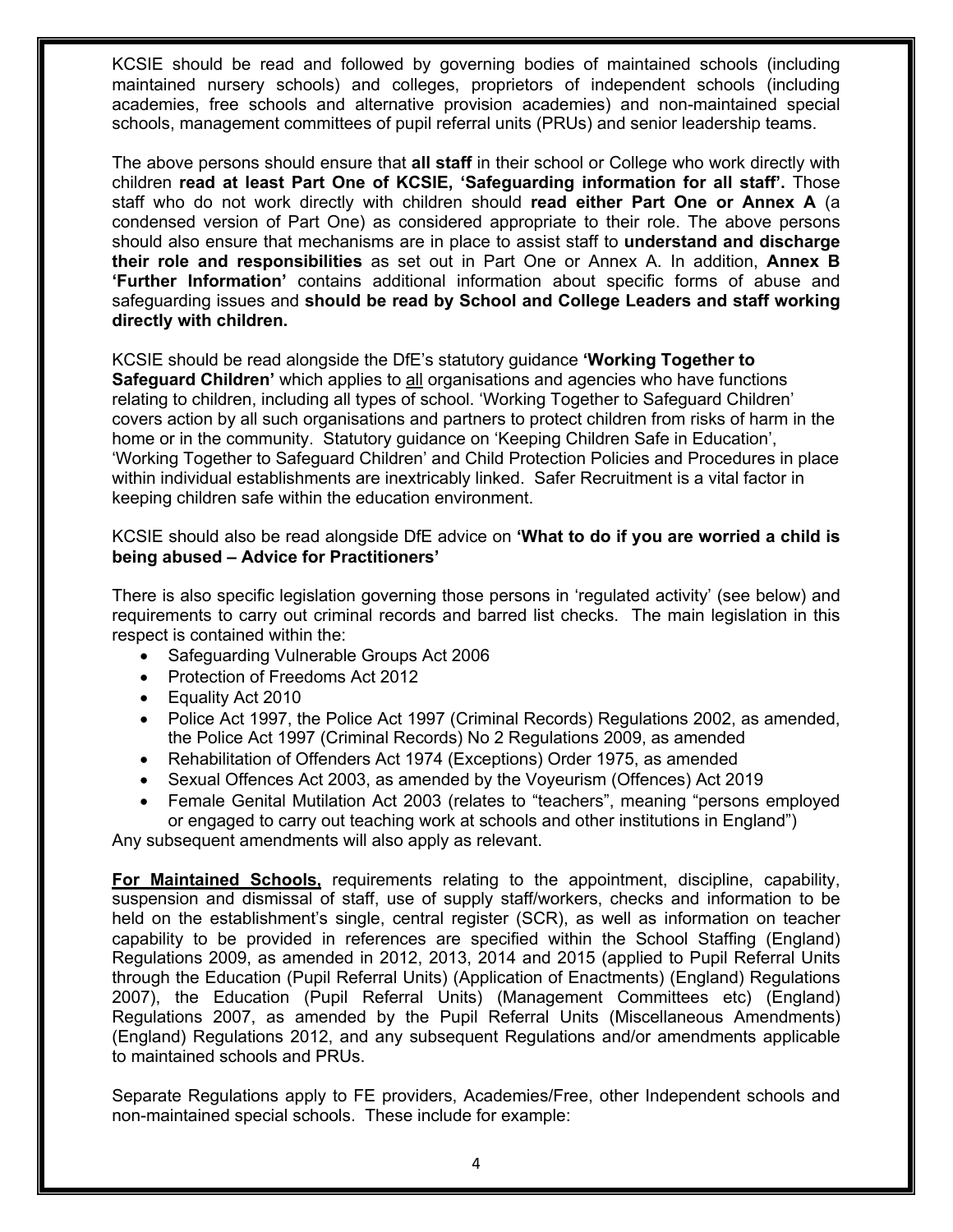KCSIE should be read and followed by governing bodies of maintained schools (including maintained nursery schools) and colleges, proprietors of independent schools (including academies, free schools and alternative provision academies) and non-maintained special schools, management committees of pupil referral units (PRUs) and senior leadership teams.

The above persons should ensure that **all staff** in their school or College who work directly with children **read at least Part One of KCSIE, 'Safeguarding information for all staff'.** Those staff who do not work directly with children should **read either Part One or Annex A** (a condensed version of Part One) as considered appropriate to their role. The above persons should also ensure that mechanisms are in place to assist staff to **understand and discharge their role and responsibilities** as set out in Part One or Annex A. In addition, **Annex B 'Further Information'** contains additional information about specific forms of abuse and safeguarding issues and **should be read by School and College Leaders and staff working directly with children.**

KCSIE should be read alongside the DfE's statutory guidance **'Working Together to Safeguard Children'** which applies to <u>all</u> organisations and agencies who have functions relating to children, including all types of school. 'Working Together to Safeguard Children' covers action by all such organisations and partners to protect children from risks of harm in the home or in the community. Statutory guidance on 'Keeping Children Safe in Education', 'Working Together to Safeguard Children' and Child Protection Policies and Procedures in place within individual establishments are inextricably linked. Safer Recruitment is a vital factor in keeping children safe within the education environment.

KCSIE should also be read alongside DfE advice on **'What to do if you are worried a child is being abused – Advice for Practitioners'**

There is also specific legislation governing those persons in 'regulated activity' (see below) and requirements to carry out criminal records and barred list checks. The main legislation in this respect is contained within the:

- Safeguarding Vulnerable Groups Act 2006
- Protection of Freedoms Act 2012
- Equality Act 2010
- Police Act 1997, the Police Act 1997 (Criminal Records) Regulations 2002, as amended, the Police Act 1997 (Criminal Records) No 2 Regulations 2009, as amended
- Rehabilitation of Offenders Act 1974 (Exceptions) Order 1975, as amended
- Sexual Offences Act 2003, as amended by the Voyeurism (Offences) Act 2019
- Female Genital Mutilation Act 2003 (relates to "teachers", meaning "persons employed or engaged to carry out teaching work at schools and other institutions in England")

Any subsequent amendments will also apply as relevant.

**<u>For Maintained Schools,</u>** requirements relating to the appointment, discipline, capability, suspension and dismissal of staff, use of supply staff/workers, checks and information to be held on the establishment's single, central register (SCR), as well as information on teacher capability to be provided in references are specified within the School Staffing (England) Regulations 2009, as amended in 2012, 2013, 2014 and 2015 (applied to Pupil Referral Units through the Education (Pupil Referral Units) (Application of Enactments) (England) Regulations 2007), the Education (Pupil Referral Units) (Management Committees etc) (England) Regulations 2007, as amended by the Pupil Referral Units (Miscellaneous Amendments) (England) Regulations 2012, and any subsequent Regulations and/or amendments applicable to maintained schools and PRUs.

Separate Regulations apply to FE providers, Academies/Free, other Independent schools and non-maintained special schools. These include for example: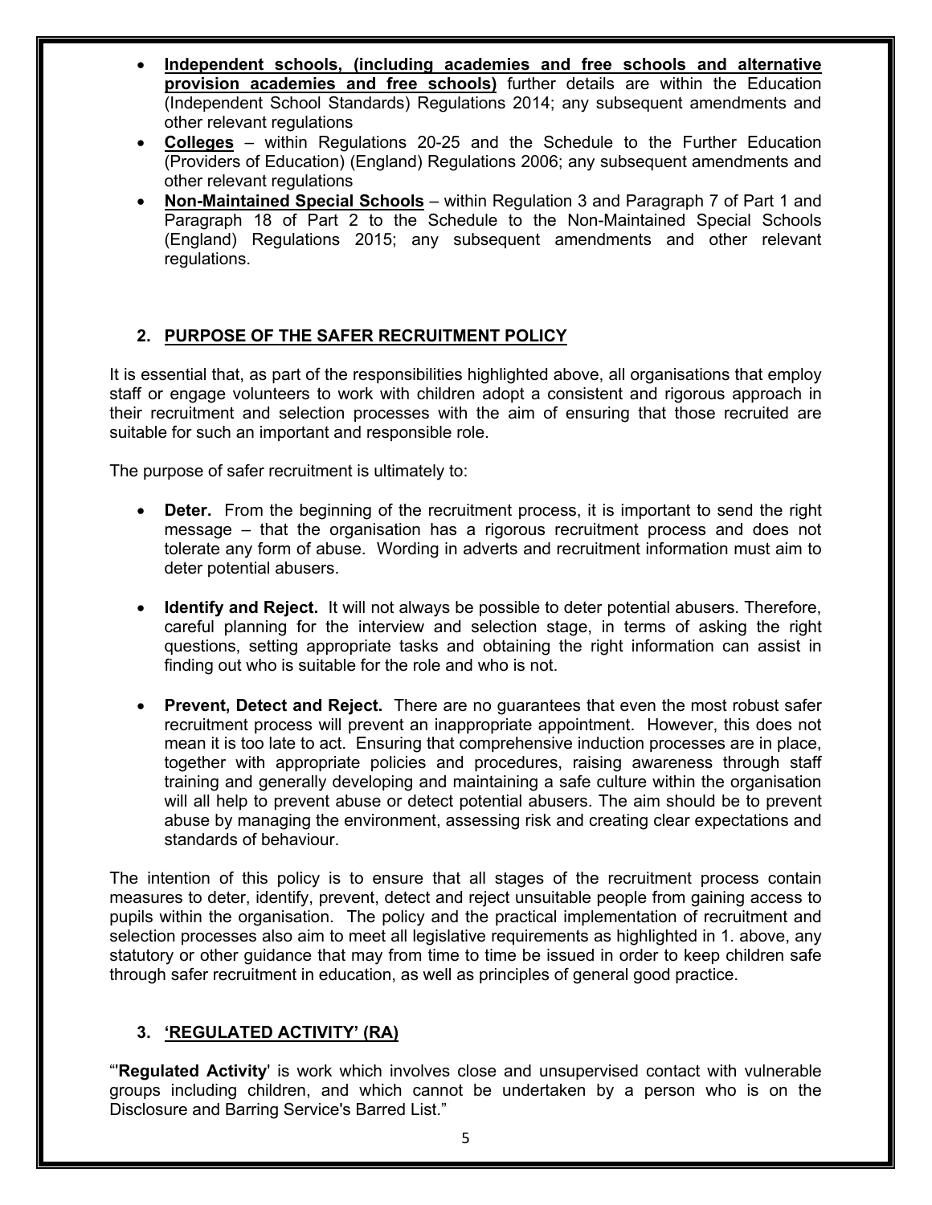- **Independent schools, (including academies and free schools and alternative provision academies and free schools)** further details are within the Education (Independent School Standards) Regulations 2014; any subsequent amendments and other relevant regulations
- **Colleges** – within Regulations 20-25 and the Schedule to the Further Education (Providers of Education) (England) Regulations 2006; any subsequent amendments and other relevant regulations
- **Non-Maintained Special Schools** – within Regulation 3 and Paragraph 7 of Part 1 and Paragraph 18 of Part 2 to the Schedule to the Non-Maintained Special Schools (England) Regulations 2015; any subsequent amendments and other relevant regulations.

## 2. PURPOSE OF THE SAFER RECRUITMENT POLICY

It is essential that, as part of the responsibilities highlighted above, all organisations that employ staff or engage volunteers to work with children adopt a consistent and rigorous approach in their recruitment and selection processes with the aim of ensuring that those recruited are suitable for such an important and responsible role.

The purpose of safer recruitment is ultimately to:

- **Deter.** From the beginning of the recruitment process, it is important to send the right message – that the organisation has a rigorous recruitment process and does not tolerate any form of abuse. Wording in adverts and recruitment information must aim to deter potential abusers.

- **Identify and Reject.** It will not always be possible to deter potential abusers. Therefore, careful planning for the interview and selection stage, in terms of asking the right questions, setting appropriate tasks and obtaining the right information can assist in finding out who is suitable for the role and who is not.

- **Prevent, Detect and Reject.** There are no guarantees that even the most robust safer recruitment process will prevent an inappropriate appointment. However, this does not mean it is too late to act. Ensuring that comprehensive induction processes are in place, together with appropriate policies and procedures, raising awareness through staff training and generally developing and maintaining a safe culture within the organisation will all help to prevent abuse or detect potential abusers. The aim should be to prevent abuse by managing the environment, assessing risk and creating clear expectations and standards of behaviour.

The intention of this policy is to ensure that all stages of the recruitment process contain measures to deter, identify, prevent, detect and reject unsuitable people from gaining access to pupils within the organisation. The policy and the practical implementation of recruitment and selection processes also aim to meet all legislative requirements as highlighted in 1. above, any statutory or other guidance that may from time to time be issued in order to keep children safe through safer recruitment in education, as well as principles of general good practice.

## 3. 'REGULATED ACTIVITY' (RA)

"'**Regulated Activity**' is work which involves close and unsupervised contact with vulnerable groups including children, and which cannot be undertaken by a person who is on the Disclosure and Barring Service's Barred List."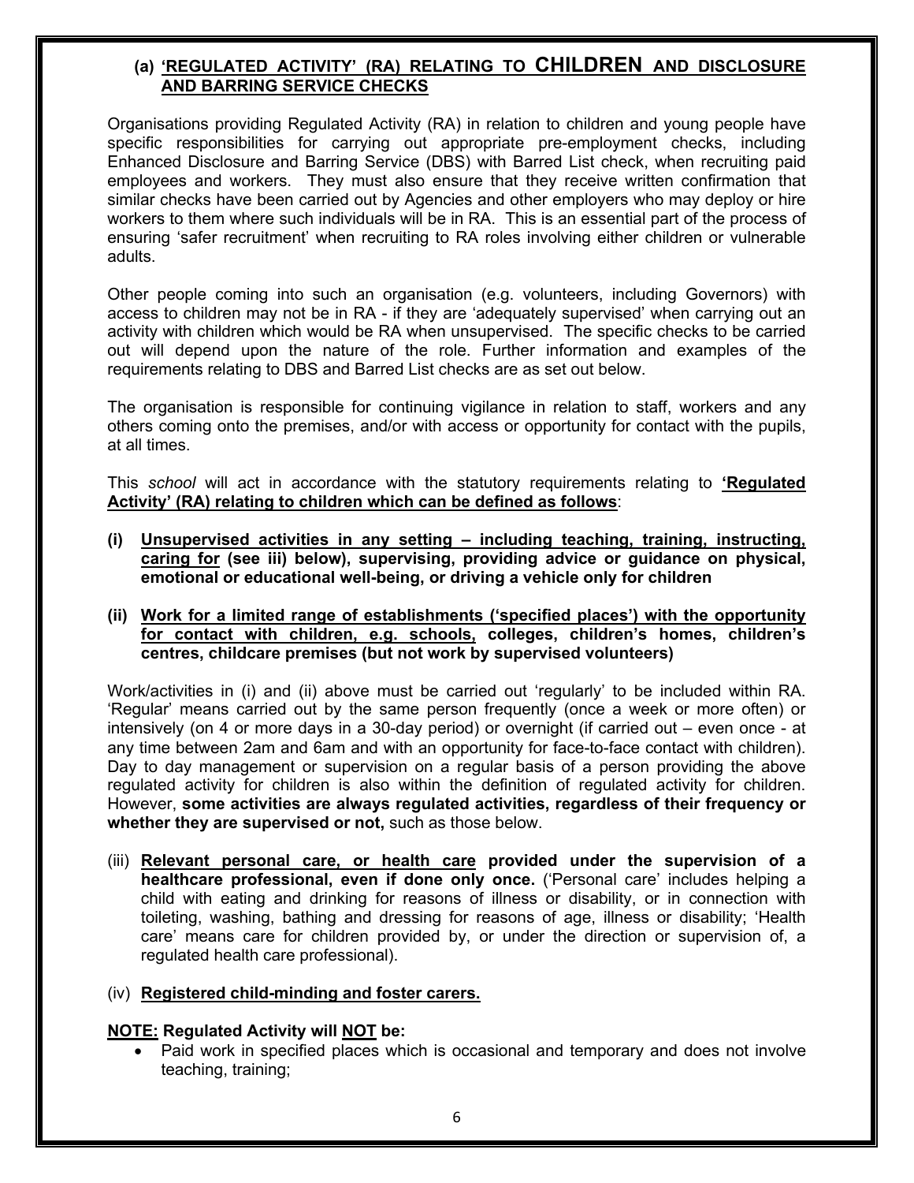### (a) 'REGULATED ACTIVITY' (RA) RELATING TO CHILDREN AND DISCLOSURE AND BARRING SERVICE CHECKS

Organisations providing Regulated Activity (RA) in relation to children and young people have specific responsibilities for carrying out appropriate pre-employment checks, including Enhanced Disclosure and Barring Service (DBS) with Barred List check, when recruiting paid employees and workers. They must also ensure that they receive written confirmation that similar checks have been carried out by Agencies and other employers who may deploy or hire workers to them where such individuals will be in RA. This is an essential part of the process of ensuring 'safer recruitment' when recruiting to RA roles involving either children or vulnerable adults.

Other people coming into such an organisation (e.g. volunteers, including Governors) with access to children may not be in RA - if they are 'adequately supervised' when carrying out an activity with children which would be RA when unsupervised. The specific checks to be carried out will depend upon the nature of the role. Further information and examples of the requirements relating to DBS and Barred List checks are as set out below.

The organisation is responsible for continuing vigilance in relation to staff, workers and any others coming onto the premises, and/or with access or opportunity for contact with the pupils, at all times.

This *school* will act in accordance with the statutory requirements relating to **'Regulated Activity' (RA) relating to children which can be defined as follows**:

**(i) Unsupervised activities in any setting – including teaching, training, instructing, caring for (see iii) below), supervising, providing advice or guidance on physical, emotional or educational well-being, or driving a vehicle only for children**

**(ii) Work for a limited range of establishments ('specified places') with the opportunity for contact with children, e.g. schools, colleges, children's homes, children's centres, childcare premises (but not work by supervised volunteers)**

Work/activities in (i) and (ii) above must be carried out 'regularly' to be included within RA. 'Regular' means carried out by the same person frequently (once a week or more often) or intensively (on 4 or more days in a 30-day period) or overnight (if carried out – even once - at any time between 2am and 6am and with an opportunity for face-to-face contact with children). Day to day management or supervision on a regular basis of a person providing the above regulated activity for children is also within the definition of regulated activity for children. However, **some activities are always regulated activities, regardless of their frequency or whether they are supervised or not,** such as those below.

(iii) **Relevant personal care, or health care provided under the supervision of a healthcare professional, even if done only once.** ('Personal care' includes helping a child with eating and drinking for reasons of illness or disability, or in connection with toileting, washing, bathing and dressing for reasons of age, illness or disability; 'Health care' means care for children provided by, or under the direction or supervision of, a regulated health care professional).

(iv) **Registered child-minding and foster carers.**

**NOTE: Regulated Activity will NOT be:**

- Paid work in specified places which is occasional and temporary and does not involve teaching, training;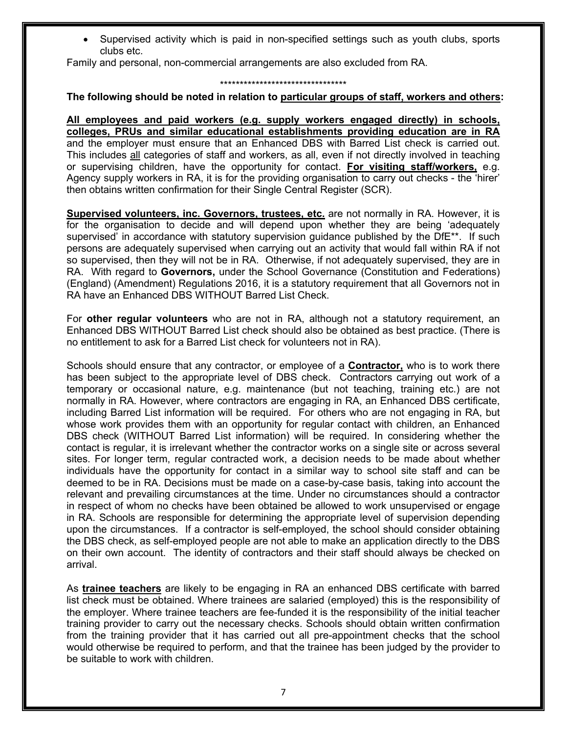- Supervised activity which is paid in non-specified settings such as youth clubs, sports clubs etc.

Family and personal, non-commercial arrangements are also excluded from RA.

********************************

**The following should be noted in relation to particular groups of staff, workers and others:**

**All employees and paid workers (e.g. supply workers engaged directly) in schools, colleges, PRUs and similar educational establishments providing education are in RA** and the employer must ensure that an Enhanced DBS with Barred List check is carried out. This includes all categories of staff and workers, as all, even if not directly involved in teaching or supervising children, have the opportunity for contact. **For visiting staff/workers,** e.g. Agency supply workers in RA, it is for the providing organisation to carry out checks - the 'hirer' then obtains written confirmation for their Single Central Register (SCR).

**Supervised volunteers, inc. Governors, trustees, etc.** are not normally in RA. However, it is for the organisation to decide and will depend upon whether they are being 'adequately supervised' in accordance with statutory supervision guidance published by the DfE**. If such persons are adequately supervised when carrying out an activity that would fall within RA if not so supervised, then they will not be in RA. Otherwise, if not adequately supervised, they are in RA. With regard to **Governors,** under the School Governance (Constitution and Federations) (England) (Amendment) Regulations 2016, it is a statutory requirement that all Governors not in RA have an Enhanced DBS WITHOUT Barred List Check.

For **other regular volunteers** who are not in RA, although not a statutory requirement, an Enhanced DBS WITHOUT Barred List check should also be obtained as best practice. (There is no entitlement to ask for a Barred List check for volunteers not in RA).

Schools should ensure that any contractor, or employee of a **Contractor,** who is to work there has been subject to the appropriate level of DBS check. Contractors carrying out work of a temporary or occasional nature, e.g. maintenance (but not teaching, training etc.) are not normally in RA. However, where contractors are engaging in RA, an Enhanced DBS certificate, including Barred List information will be required. For others who are not engaging in RA, but whose work provides them with an opportunity for regular contact with children, an Enhanced DBS check (WITHOUT Barred List information) will be required. In considering whether the contact is regular, it is irrelevant whether the contractor works on a single site or across several sites. For longer term, regular contracted work, a decision needs to be made about whether individuals have the opportunity for contact in a similar way to school site staff and can be deemed to be in RA. Decisions must be made on a case-by-case basis, taking into account the relevant and prevailing circumstances at the time. Under no circumstances should a contractor in respect of whom no checks have been obtained be allowed to work unsupervised or engage in RA. Schools are responsible for determining the appropriate level of supervision depending upon the circumstances. If a contractor is self-employed, the school should consider obtaining the DBS check, as self-employed people are not able to make an application directly to the DBS on their own account. The identity of contractors and their staff should always be checked on arrival.

As **trainee teachers** are likely to be engaging in RA an enhanced DBS certificate with barred list check must be obtained. Where trainees are salaried (employed) this is the responsibility of the employer. Where trainee teachers are fee-funded it is the responsibility of the initial teacher training provider to carry out the necessary checks. Schools should obtain written confirmation from the training provider that it has carried out all pre-appointment checks that the school would otherwise be required to perform, and that the trainee has been judged by the provider to be suitable to work with children.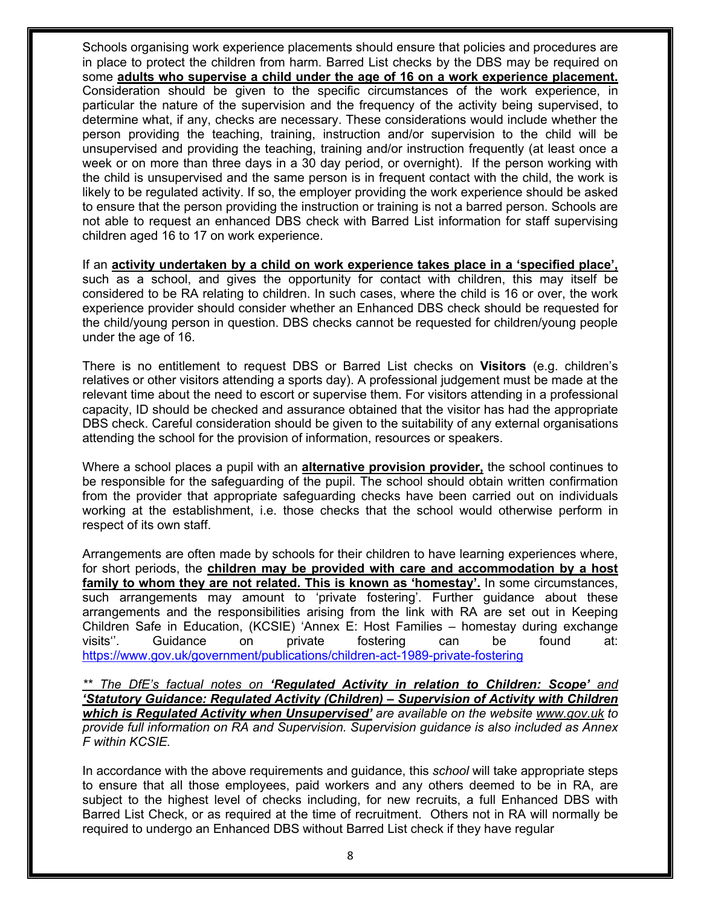Schools organising work experience placements should ensure that policies and procedures are in place to protect the children from harm. Barred List checks by the DBS may be required on some **adults who supervise a child under the age of 16 on a work experience placement.** Consideration should be given to the specific circumstances of the work experience, in particular the nature of the supervision and the frequency of the activity being supervised, to determine what, if any, checks are necessary. These considerations would include whether the person providing the teaching, training, instruction and/or supervision to the child will be unsupervised and providing the teaching, training and/or instruction frequently (at least once a week or on more than three days in a 30 day period, or overnight). If the person working with the child is unsupervised and the same person is in frequent contact with the child, the work is likely to be regulated activity. If so, the employer providing the work experience should be asked to ensure that the person providing the instruction or training is not a barred person. Schools are not able to request an enhanced DBS check with Barred List information for staff supervising children aged 16 to 17 on work experience.

If an **activity undertaken by a child on work experience takes place in a 'specified place',** such as a school, and gives the opportunity for contact with children, this may itself be considered to be RA relating to children. In such cases, where the child is 16 or over, the work experience provider should consider whether an Enhanced DBS check should be requested for the child/young person in question. DBS checks cannot be requested for children/young people under the age of 16.

There is no entitlement to request DBS or Barred List checks on **Visitors** (e.g. children's relatives or other visitors attending a sports day). A professional judgement must be made at the relevant time about the need to escort or supervise them. For visitors attending in a professional capacity, ID should be checked and assurance obtained that the visitor has had the appropriate DBS check. Careful consideration should be given to the suitability of any external organisations attending the school for the provision of information, resources or speakers.

Where a school places a pupil with an **alternative provision provider,** the school continues to be responsible for the safeguarding of the pupil. The school should obtain written confirmation from the provider that appropriate safeguarding checks have been carried out on individuals working at the establishment, i.e. those checks that the school would otherwise perform in respect of its own staff.

Arrangements are often made by schools for their children to have learning experiences where, for short periods, the **children may be provided with care and accommodation by a host family to whom they are not related. This is known as 'homestay'.** In some circumstances, such arrangements may amount to 'private fostering'. Further guidance about these arrangements and the responsibilities arising from the link with RA are set out in Keeping Children Safe in Education, (KCSIE) 'Annex E: Host Families – homestay during exchange visits''. Guidance on private fostering can be found at: https://www.gov.uk/government/publications/children-act-1989-private-fostering

*\*\* The DfE's factual notes on **'Regulated Activity in relation to Children: Scope'** and **'Statutory Guidance: Regulated Activity (Children) – Supervision of Activity with Children which is Regulated Activity when Unsupervised'** are available on the website www.gov.uk to provide full information on RA and Supervision. Supervision guidance is also included as Annex F within KCSIE.*

In accordance with the above requirements and guidance, this *school* will take appropriate steps to ensure that all those employees, paid workers and any others deemed to be in RA, are subject to the highest level of checks including, for new recruits, a full Enhanced DBS with Barred List Check, or as required at the time of recruitment. Others not in RA will normally be required to undergo an Enhanced DBS without Barred List check if they have regular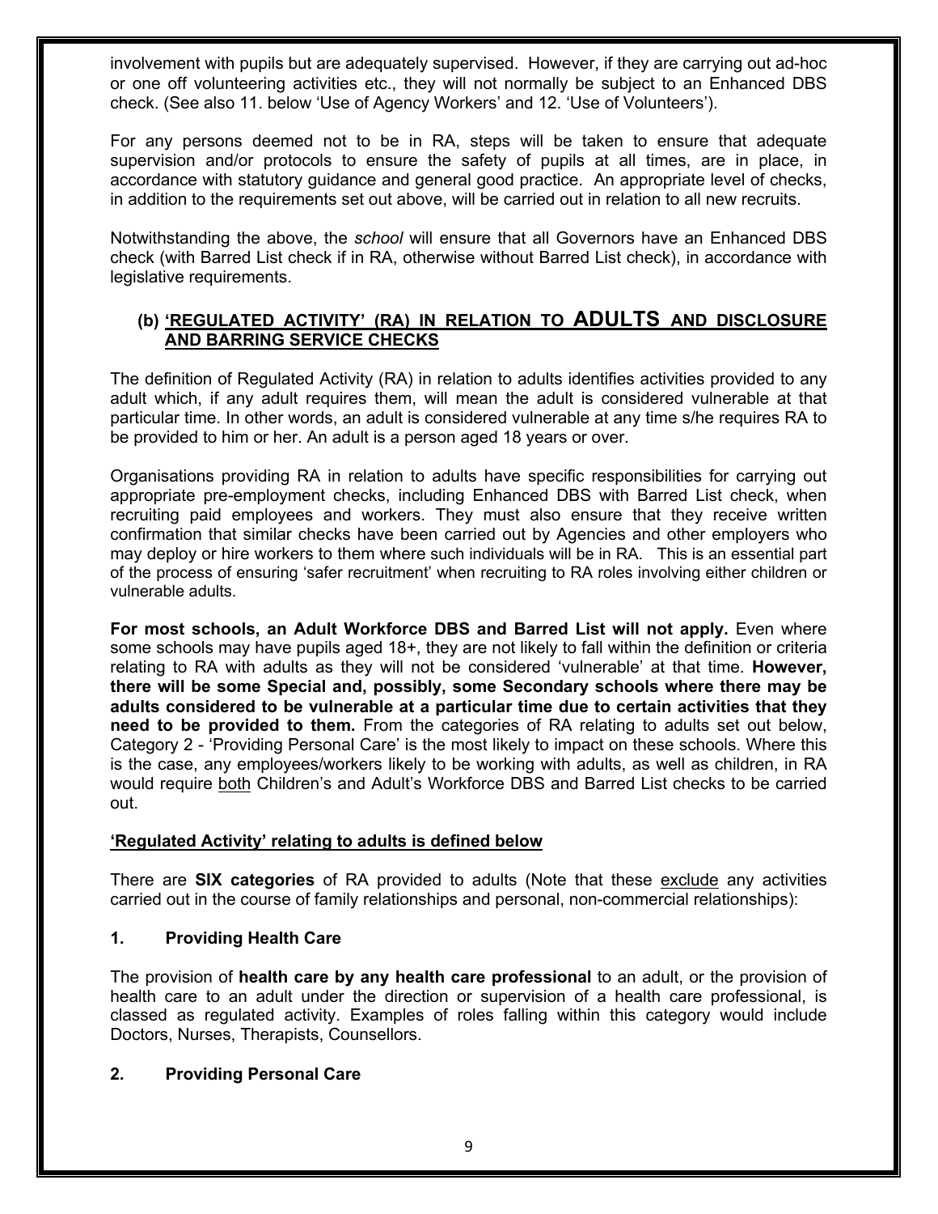involvement with pupils but are adequately supervised. However, if they are carrying out ad-hoc or one off volunteering activities etc., they will not normally be subject to an Enhanced DBS check. (See also 11. below 'Use of Agency Workers' and 12. 'Use of Volunteers').

For any persons deemed not to be in RA, steps will be taken to ensure that adequate supervision and/or protocols to ensure the safety of pupils at all times, are in place, in accordance with statutory guidance and general good practice. An appropriate level of checks, in addition to the requirements set out above, will be carried out in relation to all new recruits.

Notwithstanding the above, the *school* will ensure that all Governors have an Enhanced DBS check (with Barred List check if in RA, otherwise without Barred List check), in accordance with legislative requirements.

### (b) 'REGULATED ACTIVITY' (RA) IN RELATION TO ADULTS AND DISCLOSURE AND BARRING SERVICE CHECKS

The definition of Regulated Activity (RA) in relation to adults identifies activities provided to any adult which, if any adult requires them, will mean the adult is considered vulnerable at that particular time. In other words, an adult is considered vulnerable at any time s/he requires RA to be provided to him or her. An adult is a person aged 18 years or over.

Organisations providing RA in relation to adults have specific responsibilities for carrying out appropriate pre-employment checks, including Enhanced DBS with Barred List check, when recruiting paid employees and workers. They must also ensure that they receive written confirmation that similar checks have been carried out by Agencies and other employers who may deploy or hire workers to them where such individuals will be in RA. This is an essential part of the process of ensuring 'safer recruitment' when recruiting to RA roles involving either children or vulnerable adults.

**For most schools, an Adult Workforce DBS and Barred List will not apply.** Even where some schools may have pupils aged 18+, they are not likely to fall within the definition or criteria relating to RA with adults as they will not be considered 'vulnerable' at that time. **However, there will be some Special and, possibly, some Secondary schools where there may be adults considered to be vulnerable at a particular time due to certain activities that they need to be provided to them.** From the categories of RA relating to adults set out below, Category 2 - 'Providing Personal Care' is the most likely to impact on these schools. Where this is the case, any employees/workers likely to be working with adults, as well as children, in RA would require both Children's and Adult's Workforce DBS and Barred List checks to be carried out.

**'Regulated Activity' relating to adults is defined below**

There are **SIX categories** of RA provided to adults (Note that these exclude any activities carried out in the course of family relationships and personal, non-commercial relationships):

**1. Providing Health Care**

The provision of **health care by any health care professional** to an adult, or the provision of health care to an adult under the direction or supervision of a health care professional, is classed as regulated activity. Examples of roles falling within this category would include Doctors, Nurses, Therapists, Counsellors.

**2. Providing Personal Care**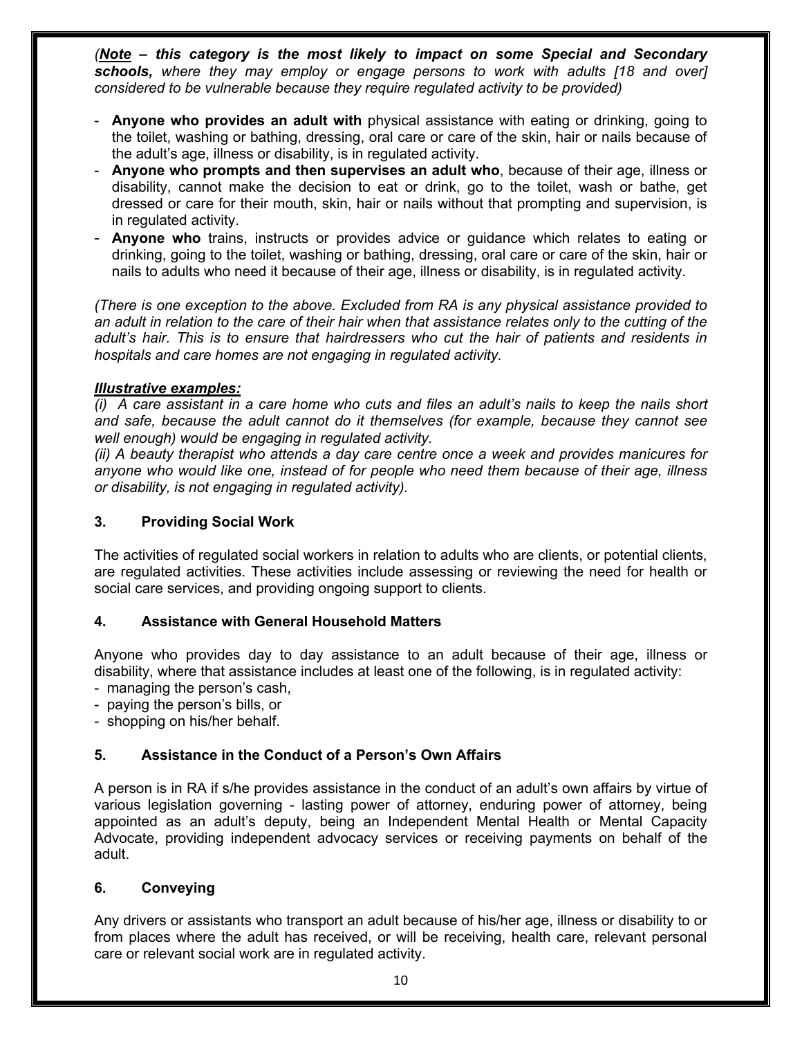*(**Note** – **this category is the most likely to impact on some Special and Secondary schools,** where they may employ or engage persons to work with adults [18 and over] considered to be vulnerable because they require regulated activity to be provided)*

- **Anyone who provides an adult with** physical assistance with eating or drinking, going to the toilet, washing or bathing, dressing, oral care or care of the skin, hair or nails because of the adult's age, illness or disability, is in regulated activity.
- **Anyone who prompts and then supervises an adult who**, because of their age, illness or disability, cannot make the decision to eat or drink, go to the toilet, wash or bathe, get dressed or care for their mouth, skin, hair or nails without that prompting and supervision, is in regulated activity.
- **Anyone who** trains, instructs or provides advice or guidance which relates to eating or drinking, going to the toilet, washing or bathing, dressing, oral care or care of the skin, hair or nails to adults who need it because of their age, illness or disability, is in regulated activity.

*(There is one exception to the above. Excluded from RA is any physical assistance provided to an adult in relation to the care of their hair when that assistance relates only to the cutting of the adult's hair. This is to ensure that hairdressers who cut the hair of patients and residents in hospitals and care homes are not engaging in regulated activity.*

***Illustrative examples:***

*(i) A care assistant in a care home who cuts and files an adult's nails to keep the nails short and safe, because the adult cannot do it themselves (for example, because they cannot see well enough) would be engaging in regulated activity.*

*(ii) A beauty therapist who attends a day care centre once a week and provides manicures for anyone who would like one, instead of for people who need them because of their age, illness or disability, is not engaging in regulated activity).*

### 3. Providing Social Work

The activities of regulated social workers in relation to adults who are clients, or potential clients, are regulated activities. These activities include assessing or reviewing the need for health or social care services, and providing ongoing support to clients.

### 4. Assistance with General Household Matters

Anyone who provides day to day assistance to an adult because of their age, illness or disability, where that assistance includes at least one of the following, is in regulated activity:

- managing the person's cash,
- paying the person's bills, or
- shopping on his/her behalf.

### 5. Assistance in the Conduct of a Person's Own Affairs

A person is in RA if s/he provides assistance in the conduct of an adult's own affairs by virtue of various legislation governing - lasting power of attorney, enduring power of attorney, being appointed as an adult's deputy, being an Independent Mental Health or Mental Capacity Advocate, providing independent advocacy services or receiving payments on behalf of the adult.

### 6. Conveying

Any drivers or assistants who transport an adult because of his/her age, illness or disability to or from places where the adult has received, or will be receiving, health care, relevant personal care or relevant social work are in regulated activity.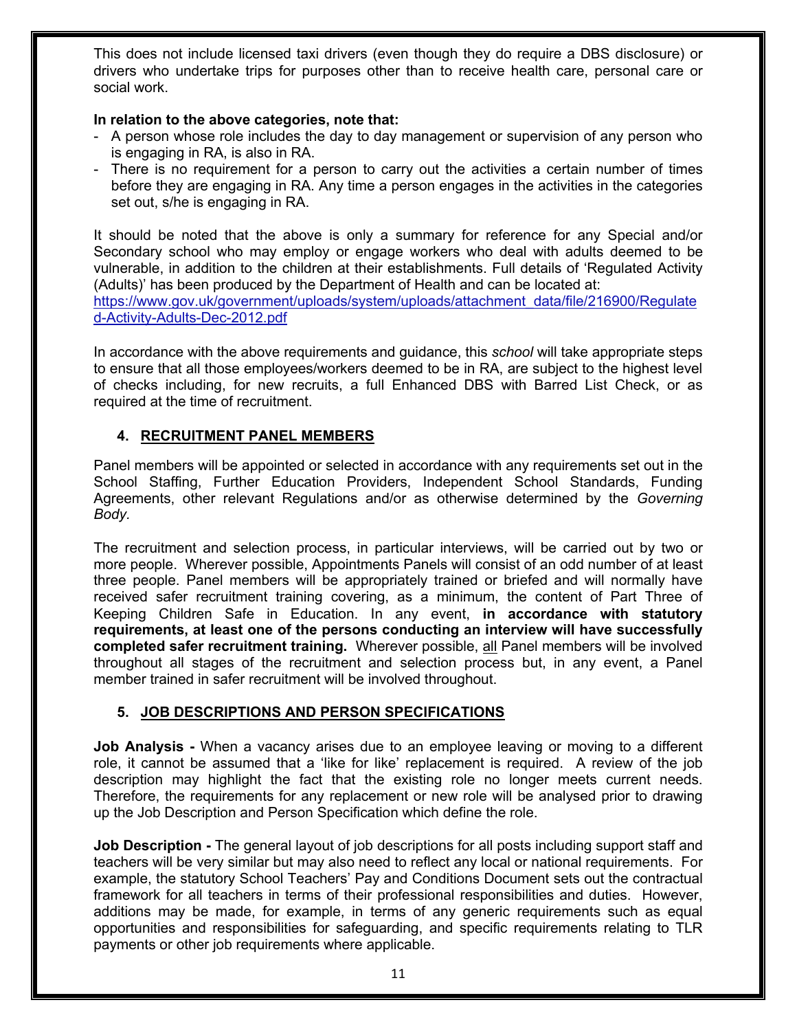This does not include licensed taxi drivers (even though they do require a DBS disclosure) or drivers who undertake trips for purposes other than to receive health care, personal care or social work.

**In relation to the above categories, note that:**

- A person whose role includes the day to day management or supervision of any person who is engaging in RA, is also in RA.
- There is no requirement for a person to carry out the activities a certain number of times before they are engaging in RA. Any time a person engages in the activities in the categories set out, s/he is engaging in RA.

It should be noted that the above is only a summary for reference for any Special and/or Secondary school who may employ or engage workers who deal with adults deemed to be vulnerable, in addition to the children at their establishments. Full details of 'Regulated Activity (Adults)' has been produced by the Department of Health and can be located at: [https://www.gov.uk/government/uploads/system/uploads/attachment_data/file/216900/Regulated-Activity-Adults-Dec-2012.pdf](https://www.gov.uk/government/uploads/system/uploads/attachment_data/file/216900/Regulated-Activity-Adults-Dec-2012.pdf)

In accordance with the above requirements and guidance, this *school* will take appropriate steps to ensure that all those employees/workers deemed to be in RA, are subject to the highest level of checks including, for new recruits, a full Enhanced DBS with Barred List Check, or as required at the time of recruitment.

## 4. RECRUITMENT PANEL MEMBERS

Panel members will be appointed or selected in accordance with any requirements set out in the School Staffing, Further Education Providers, Independent School Standards, Funding Agreements, other relevant Regulations and/or as otherwise determined by the *Governing Body.*

The recruitment and selection process, in particular interviews, will be carried out by two or more people. Wherever possible, Appointments Panels will consist of an odd number of at least three people. Panel members will be appropriately trained or briefed and will normally have received safer recruitment training covering, as a minimum, the content of Part Three of Keeping Children Safe in Education. In any event, **in accordance with statutory requirements, at least one of the persons conducting an interview will have successfully completed safer recruitment training.** Wherever possible, all Panel members will be involved throughout all stages of the recruitment and selection process but, in any event, a Panel member trained in safer recruitment will be involved throughout.

## 5. JOB DESCRIPTIONS AND PERSON SPECIFICATIONS

**Job Analysis -** When a vacancy arises due to an employee leaving or moving to a different role, it cannot be assumed that a 'like for like' replacement is required. A review of the job description may highlight the fact that the existing role no longer meets current needs. Therefore, the requirements for any replacement or new role will be analysed prior to drawing up the Job Description and Person Specification which define the role.

**Job Description -** The general layout of job descriptions for all posts including support staff and teachers will be very similar but may also need to reflect any local or national requirements. For example, the statutory School Teachers' Pay and Conditions Document sets out the contractual framework for all teachers in terms of their professional responsibilities and duties. However, additions may be made, for example, in terms of any generic requirements such as equal opportunities and responsibilities for safeguarding, and specific requirements relating to TLR payments or other job requirements where applicable.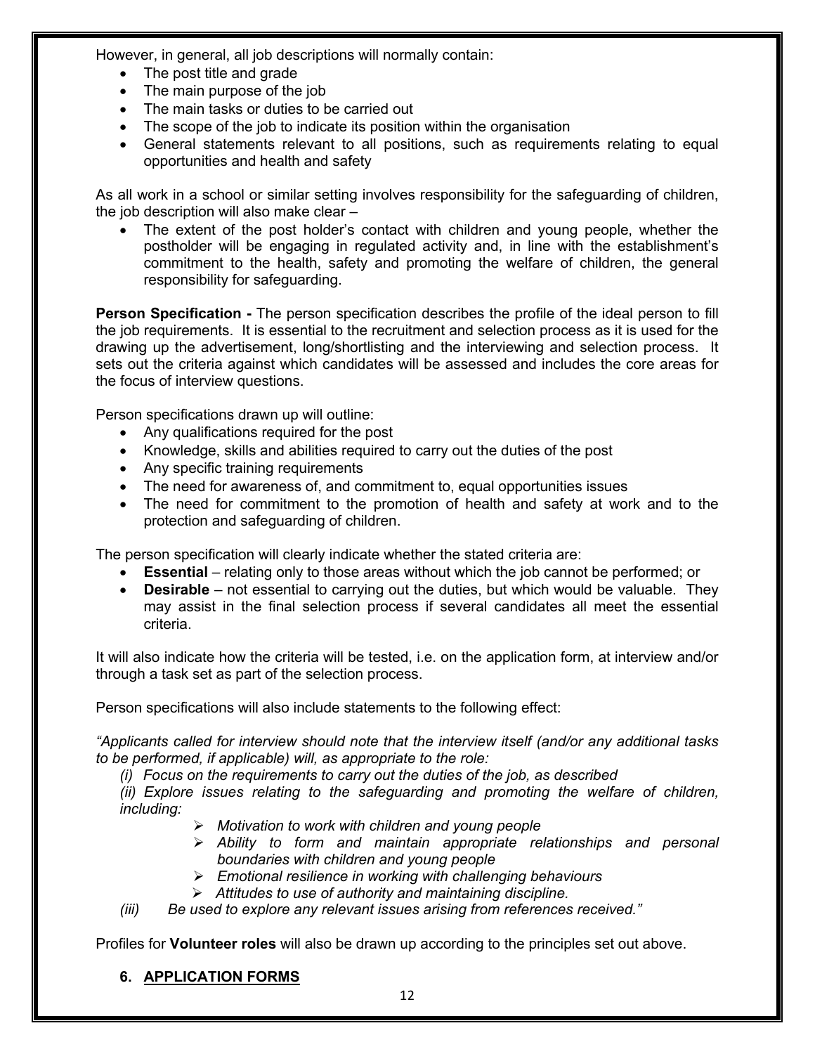However, in general, all job descriptions will normally contain:

- The post title and grade
- The main purpose of the job
- The main tasks or duties to be carried out
- The scope of the job to indicate its position within the organisation
- General statements relevant to all positions, such as requirements relating to equal opportunities and health and safety

As all work in a school or similar setting involves responsibility for the safeguarding of children, the job description will also make clear –

- The extent of the post holder's contact with children and young people, whether the postholder will be engaging in regulated activity and, in line with the establishment's commitment to the health, safety and promoting the welfare of children, the general responsibility for safeguarding.

**Person Specification -** The person specification describes the profile of the ideal person to fill the job requirements. It is essential to the recruitment and selection process as it is used for the drawing up the advertisement, long/shortlisting and the interviewing and selection process. It sets out the criteria against which candidates will be assessed and includes the core areas for the focus of interview questions.

Person specifications drawn up will outline:

- Any qualifications required for the post
- Knowledge, skills and abilities required to carry out the duties of the post
- Any specific training requirements
- The need for awareness of, and commitment to, equal opportunities issues
- The need for commitment to the promotion of health and safety at work and to the protection and safeguarding of children.

The person specification will clearly indicate whether the stated criteria are:

- **Essential** – relating only to those areas without which the job cannot be performed; or
- **Desirable** – not essential to carrying out the duties, but which would be valuable. They may assist in the final selection process if several candidates all meet the essential criteria.

It will also indicate how the criteria will be tested, i.e. on the application form, at interview and/or through a task set as part of the selection process.

Person specifications will also include statements to the following effect:

*"Applicants called for interview should note that the interview itself (and/or any additional tasks to be performed, if applicable) will, as appropriate to the role:*

*(i) Focus on the requirements to carry out the duties of the job, as described*

*(ii) Explore issues relating to the safeguarding and promoting the welfare of children, including:*

- *Motivation to work with children and young people*
- *Ability to form and maintain appropriate relationships and personal boundaries with children and young people*
- *Emotional resilience in working with challenging behaviours*
- *Attitudes to use of authority and maintaining discipline.*

*(iii) Be used to explore any relevant issues arising from references received."*

Profiles for **Volunteer roles** will also be drawn up according to the principles set out above.

## 6. APPLICATION FORMS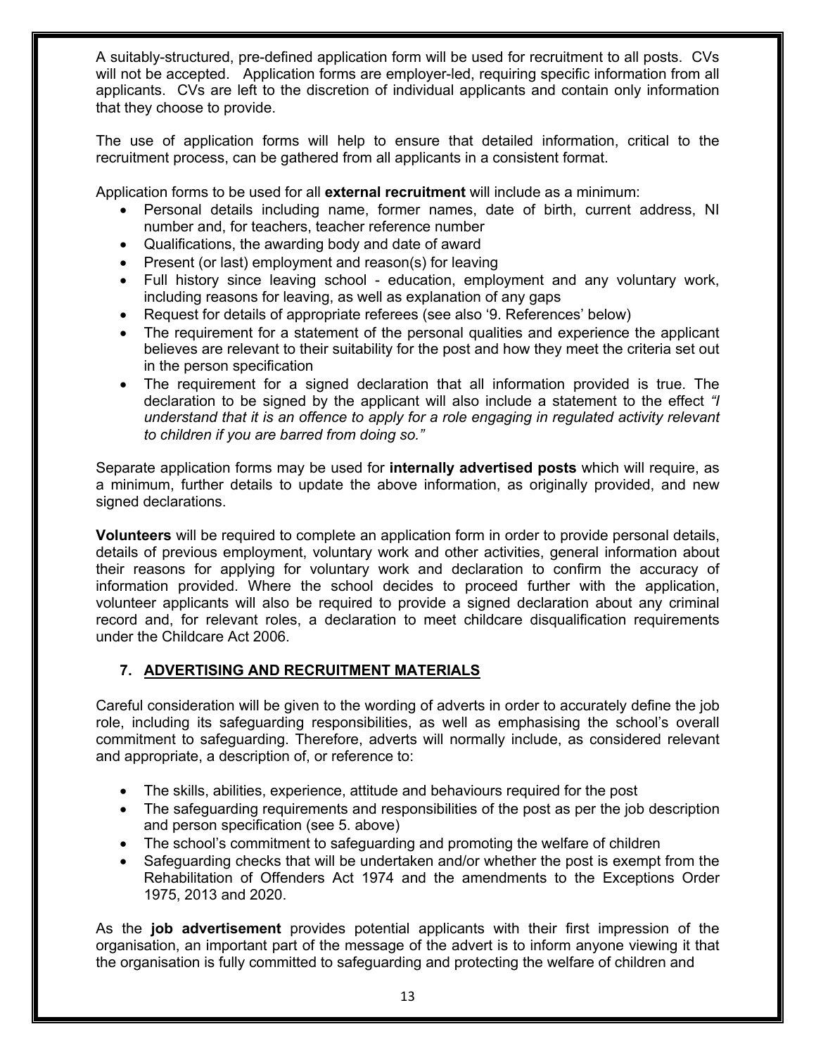A suitably-structured, pre-defined application form will be used for recruitment to all posts. CVs will not be accepted. Application forms are employer-led, requiring specific information from all applicants. CVs are left to the discretion of individual applicants and contain only information that they choose to provide.

The use of application forms will help to ensure that detailed information, critical to the recruitment process, can be gathered from all applicants in a consistent format.

Application forms to be used for all **external recruitment** will include as a minimum:

- Personal details including name, former names, date of birth, current address, NI number and, for teachers, teacher reference number
- Qualifications, the awarding body and date of award
- Present (or last) employment and reason(s) for leaving
- Full history since leaving school - education, employment and any voluntary work, including reasons for leaving, as well as explanation of any gaps
- Request for details of appropriate referees (see also '9. References' below)
- The requirement for a statement of the personal qualities and experience the applicant believes are relevant to their suitability for the post and how they meet the criteria set out in the person specification
- The requirement for a signed declaration that all information provided is true. The declaration to be signed by the applicant will also include a statement to the effect *"I understand that it is an offence to apply for a role engaging in regulated activity relevant to children if you are barred from doing so."*

Separate application forms may be used for **internally advertised posts** which will require, as a minimum, further details to update the above information, as originally provided, and new signed declarations.

**Volunteers** will be required to complete an application form in order to provide personal details, details of previous employment, voluntary work and other activities, general information about their reasons for applying for voluntary work and declaration to confirm the accuracy of information provided. Where the school decides to proceed further with the application, volunteer applicants will also be required to provide a signed declaration about any criminal record and, for relevant roles, a declaration to meet childcare disqualification requirements under the Childcare Act 2006.

## 7. ADVERTISING AND RECRUITMENT MATERIALS

Careful consideration will be given to the wording of adverts in order to accurately define the job role, including its safeguarding responsibilities, as well as emphasising the school's overall commitment to safeguarding. Therefore, adverts will normally include, as considered relevant and appropriate, a description of, or reference to:

- The skills, abilities, experience, attitude and behaviours required for the post
- The safeguarding requirements and responsibilities of the post as per the job description and person specification (see 5. above)
- The school's commitment to safeguarding and promoting the welfare of children
- Safeguarding checks that will be undertaken and/or whether the post is exempt from the Rehabilitation of Offenders Act 1974 and the amendments to the Exceptions Order 1975, 2013 and 2020.

As the **job advertisement** provides potential applicants with their first impression of the organisation, an important part of the message of the advert is to inform anyone viewing it that the organisation is fully committed to safeguarding and protecting the welfare of children and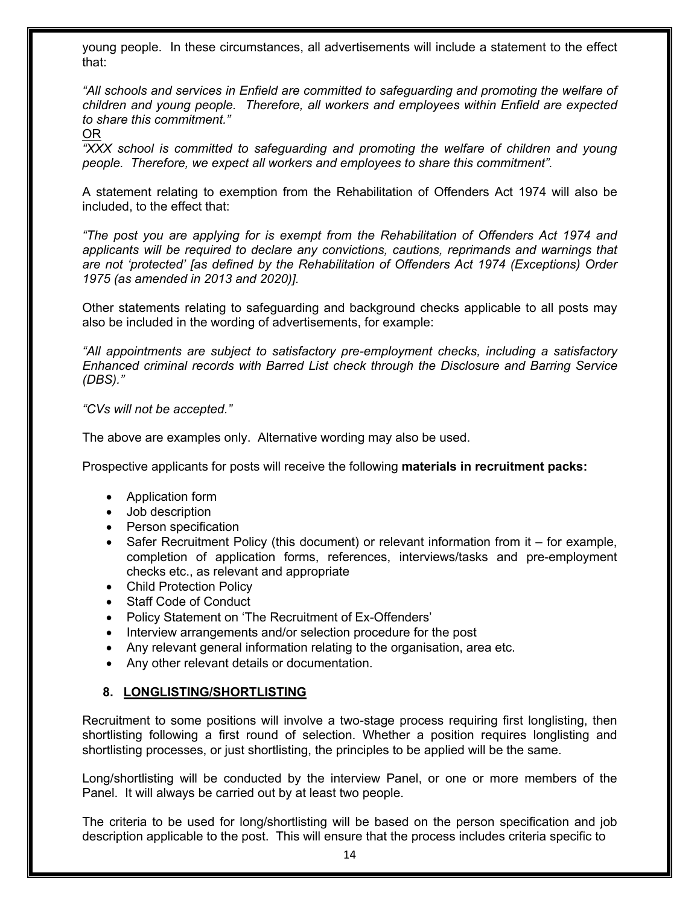young people. In these circumstances, all advertisements will include a statement to the effect that:

*"All schools and services in Enfield are committed to safeguarding and promoting the welfare of children and young people. Therefore, all workers and employees within Enfield are expected to share this commitment."*

OR

*"XXX school is committed to safeguarding and promoting the welfare of children and young people. Therefore, we expect all workers and employees to share this commitment".*

A statement relating to exemption from the Rehabilitation of Offenders Act 1974 will also be included, to the effect that:

*"The post you are applying for is exempt from the Rehabilitation of Offenders Act 1974 and applicants will be required to declare any convictions, cautions, reprimands and warnings that are not 'protected' [as defined by the Rehabilitation of Offenders Act 1974 (Exceptions) Order 1975 (as amended in 2013 and 2020)].*

Other statements relating to safeguarding and background checks applicable to all posts may also be included in the wording of advertisements, for example:

*"All appointments are subject to satisfactory pre-employment checks, including a satisfactory Enhanced criminal records with Barred List check through the Disclosure and Barring Service (DBS)."*

*"CVs will not be accepted."*

The above are examples only. Alternative wording may also be used.

Prospective applicants for posts will receive the following **materials in recruitment packs:**

- Application form
- Job description
- Person specification
- Safer Recruitment Policy (this document) or relevant information from it – for example, completion of application forms, references, interviews/tasks and pre-employment checks etc., as relevant and appropriate
- Child Protection Policy
- Staff Code of Conduct
- Policy Statement on 'The Recruitment of Ex-Offenders'
- Interview arrangements and/or selection procedure for the post
- Any relevant general information relating to the organisation, area etc.
- Any other relevant details or documentation.

## 8. LONGLISTING/SHORTLISTING

Recruitment to some positions will involve a two-stage process requiring first longlisting, then shortlisting following a first round of selection. Whether a position requires longlisting and shortlisting processes, or just shortlisting, the principles to be applied will be the same.

Long/shortlisting will be conducted by the interview Panel, or one or more members of the Panel. It will always be carried out by at least two people.

The criteria to be used for long/shortlisting will be based on the person specification and job description applicable to the post. This will ensure that the process includes criteria specific to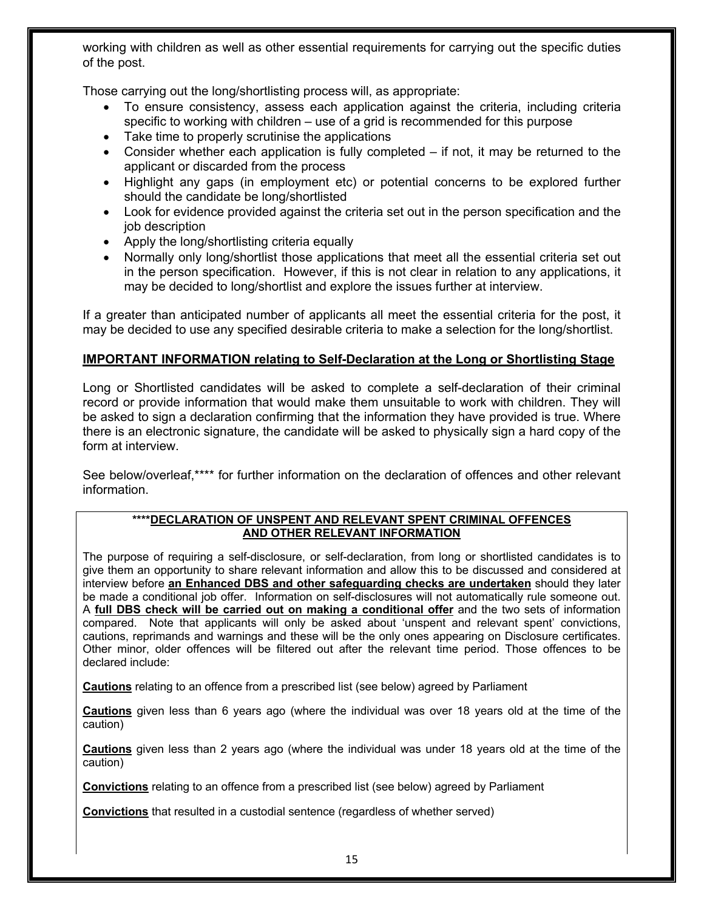working with children as well as other essential requirements for carrying out the specific duties of the post.

Those carrying out the long/shortlisting process will, as appropriate:

- To ensure consistency, assess each application against the criteria, including criteria specific to working with children – use of a grid is recommended for this purpose
- Take time to properly scrutinise the applications
- Consider whether each application is fully completed – if not, it may be returned to the applicant or discarded from the process
- Highlight any gaps (in employment etc) or potential concerns to be explored further should the candidate be long/shortlisted
- Look for evidence provided against the criteria set out in the person specification and the job description
- Apply the long/shortlisting criteria equally
- Normally only long/shortlist those applications that meet all the essential criteria set out in the person specification. However, if this is not clear in relation to any applications, it may be decided to long/shortlist and explore the issues further at interview.

If a greater than anticipated number of applicants all meet the essential criteria for the post, it may be decided to use any specified desirable criteria to make a selection for the long/shortlist.

**IMPORTANT INFORMATION relating to Self-Declaration at the Long or Shortlisting Stage**

Long or Shortlisted candidates will be asked to complete a self-declaration of their criminal record or provide information that would make them unsuitable to work with children. They will be asked to sign a declaration confirming that the information they have provided is true. Where there is an electronic signature, the candidate will be asked to physically sign a hard copy of the form at interview.

See below/overleaf,**** for further information on the declaration of offences and other relevant information.

**\*\*\*\*DECLARATION OF UNSPENT AND RELEVANT SPENT CRIMINAL OFFENCES AND OTHER RELEVANT INFORMATION**

The purpose of requiring a self-disclosure, or self-declaration, from long or shortlisted candidates is to give them an opportunity to share relevant information and allow this to be discussed and considered at interview before **an Enhanced DBS and other safeguarding checks are undertaken** should they later be made a conditional job offer. Information on self-disclosures will not automatically rule someone out. A **full DBS check will be carried out on making a conditional offer** and the two sets of information compared. Note that applicants will only be asked about 'unspent and relevant spent' convictions, cautions, reprimands and warnings and these will be the only ones appearing on Disclosure certificates. Other minor, older offences will be filtered out after the relevant time period. Those offences to be declared include:

**Cautions** relating to an offence from a prescribed list (see below) agreed by Parliament

**Cautions** given less than 6 years ago (where the individual was over 18 years old at the time of the caution)

**Cautions** given less than 2 years ago (where the individual was under 18 years old at the time of the caution)

**Convictions** relating to an offence from a prescribed list (see below) agreed by Parliament

**Convictions** that resulted in a custodial sentence (regardless of whether served)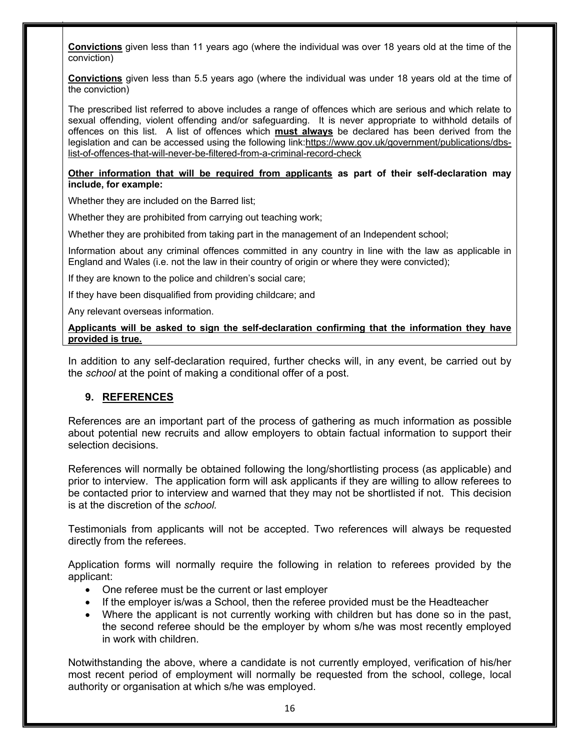**Convictions** given less than 11 years ago (where the individual was over 18 years old at the time of the conviction)

**Convictions** given less than 5.5 years ago (where the individual was under 18 years old at the time of the conviction)

The prescribed list referred to above includes a range of offences which are serious and which relate to sexual offending, violent offending and/or safeguarding. It is never appropriate to withhold details of offences on this list. A list of offences which **must always** be declared has been derived from the legislation and can be accessed using the following link:https://www.gov.uk/government/publications/dbs-list-of-offences-that-will-never-be-filtered-from-a-criminal-record-check

**Other information that will be required from applicants as part of their self-declaration may include, for example:**

Whether they are included on the Barred list;

Whether they are prohibited from carrying out teaching work;

Whether they are prohibited from taking part in the management of an Independent school;

Information about any criminal offences committed in any country in line with the law as applicable in England and Wales (i.e. not the law in their country of origin or where they were convicted);

If they are known to the police and children's social care;

If they have been disqualified from providing childcare; and

Any relevant overseas information.

**Applicants will be asked to sign the self-declaration confirming that the information they have provided is true.**

In addition to any self-declaration required, further checks will, in any event, be carried out by the *school* at the point of making a conditional offer of a post.

## 9. REFERENCES

References are an important part of the process of gathering as much information as possible about potential new recruits and allow employers to obtain factual information to support their selection decisions.

References will normally be obtained following the long/shortlisting process (as applicable) and prior to interview. The application form will ask applicants if they are willing to allow referees to be contacted prior to interview and warned that they may not be shortlisted if not. This decision is at the discretion of the *school.*

Testimonials from applicants will not be accepted. Two references will always be requested directly from the referees.

Application forms will normally require the following in relation to referees provided by the applicant:

- One referee must be the current or last employer
- If the employer is/was a School, then the referee provided must be the Headteacher
- Where the applicant is not currently working with children but has done so in the past, the second referee should be the employer by whom s/he was most recently employed in work with children.

Notwithstanding the above, where a candidate is not currently employed, verification of his/her most recent period of employment will normally be requested from the school, college, local authority or organisation at which s/he was employed.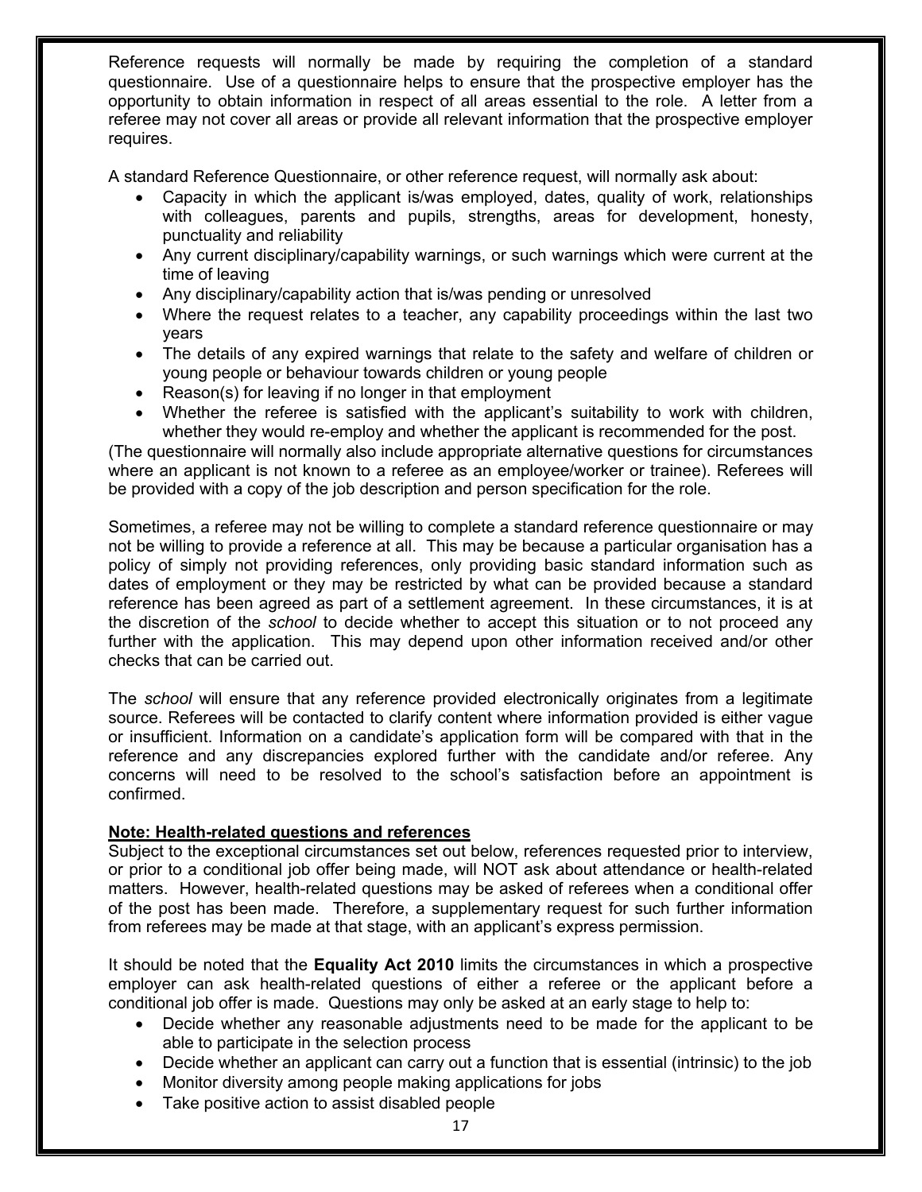Reference requests will normally be made by requiring the completion of a standard questionnaire. Use of a questionnaire helps to ensure that the prospective employer has the opportunity to obtain information in respect of all areas essential to the role. A letter from a referee may not cover all areas or provide all relevant information that the prospective employer requires.

A standard Reference Questionnaire, or other reference request, will normally ask about:

- Capacity in which the applicant is/was employed, dates, quality of work, relationships with colleagues, parents and pupils, strengths, areas for development, honesty, punctuality and reliability
- Any current disciplinary/capability warnings, or such warnings which were current at the time of leaving
- Any disciplinary/capability action that is/was pending or unresolved
- Where the request relates to a teacher, any capability proceedings within the last two years
- The details of any expired warnings that relate to the safety and welfare of children or young people or behaviour towards children or young people
- Reason(s) for leaving if no longer in that employment
- Whether the referee is satisfied with the applicant's suitability to work with children, whether they would re-employ and whether the applicant is recommended for the post.

(The questionnaire will normally also include appropriate alternative questions for circumstances where an applicant is not known to a referee as an employee/worker or trainee). Referees will be provided with a copy of the job description and person specification for the role.

Sometimes, a referee may not be willing to complete a standard reference questionnaire or may not be willing to provide a reference at all. This may be because a particular organisation has a policy of simply not providing references, only providing basic standard information such as dates of employment or they may be restricted by what can be provided because a standard reference has been agreed as part of a settlement agreement. In these circumstances, it is at the discretion of the *school* to decide whether to accept this situation or to not proceed any further with the application. This may depend upon other information received and/or other checks that can be carried out.

The *school* will ensure that any reference provided electronically originates from a legitimate source. Referees will be contacted to clarify content where information provided is either vague or insufficient. Information on a candidate's application form will be compared with that in the reference and any discrepancies explored further with the candidate and/or referee. Any concerns will need to be resolved to the school's satisfaction before an appointment is confirmed.

**Note: Health-related questions and references**

Subject to the exceptional circumstances set out below, references requested prior to interview, or prior to a conditional job offer being made, will NOT ask about attendance or health-related matters. However, health-related questions may be asked of referees when a conditional offer of the post has been made. Therefore, a supplementary request for such further information from referees may be made at that stage, with an applicant's express permission.

It should be noted that the **Equality Act 2010** limits the circumstances in which a prospective employer can ask health-related questions of either a referee or the applicant before a conditional job offer is made. Questions may only be asked at an early stage to help to:

- Decide whether any reasonable adjustments need to be made for the applicant to be able to participate in the selection process
- Decide whether an applicant can carry out a function that is essential (intrinsic) to the job
- Monitor diversity among people making applications for jobs
- Take positive action to assist disabled people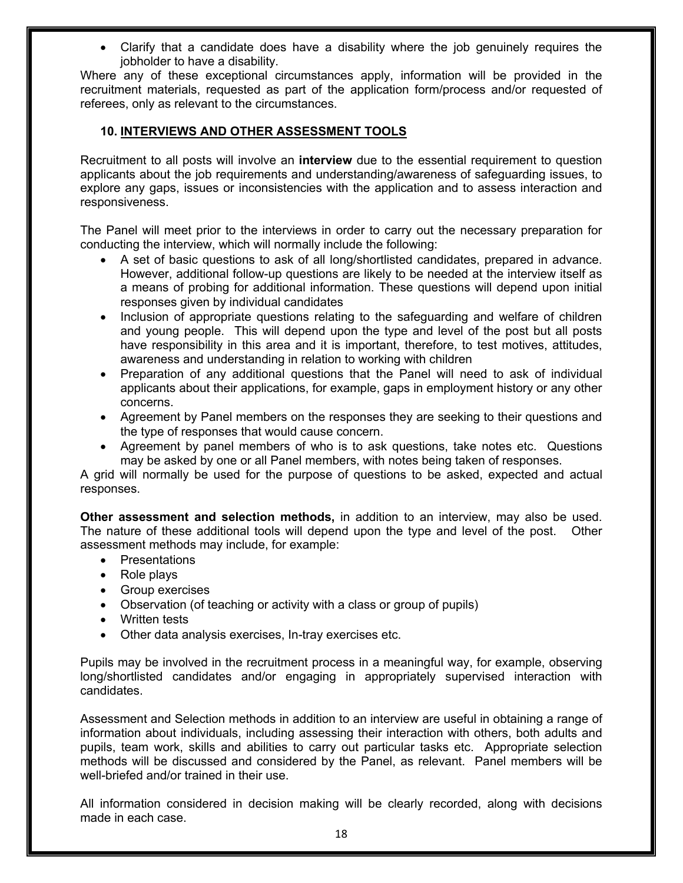- Clarify that a candidate does have a disability where the job genuinely requires the jobholder to have a disability.

Where any of these exceptional circumstances apply, information will be provided in the recruitment materials, requested as part of the application form/process and/or requested of referees, only as relevant to the circumstances.

## 10. INTERVIEWS AND OTHER ASSESSMENT TOOLS

Recruitment to all posts will involve an **interview** due to the essential requirement to question applicants about the job requirements and understanding/awareness of safeguarding issues, to explore any gaps, issues or inconsistencies with the application and to assess interaction and responsiveness.

The Panel will meet prior to the interviews in order to carry out the necessary preparation for conducting the interview, which will normally include the following:

- A set of basic questions to ask of all long/shortlisted candidates, prepared in advance. However, additional follow-up questions are likely to be needed at the interview itself as a means of probing for additional information. These questions will depend upon initial responses given by individual candidates
- Inclusion of appropriate questions relating to the safeguarding and welfare of children and young people. This will depend upon the type and level of the post but all posts have responsibility in this area and it is important, therefore, to test motives, attitudes, awareness and understanding in relation to working with children
- Preparation of any additional questions that the Panel will need to ask of individual applicants about their applications, for example, gaps in employment history or any other concerns.
- Agreement by Panel members on the responses they are seeking to their questions and the type of responses that would cause concern.
- Agreement by panel members of who is to ask questions, take notes etc. Questions may be asked by one or all Panel members, with notes being taken of responses.

A grid will normally be used for the purpose of questions to be asked, expected and actual responses.

**Other assessment and selection methods,** in addition to an interview, may also be used. The nature of these additional tools will depend upon the type and level of the post. Other assessment methods may include, for example:

- Presentations
- Role plays
- Group exercises
- Observation (of teaching or activity with a class or group of pupils)
- Written tests
- Other data analysis exercises, In-tray exercises etc.

Pupils may be involved in the recruitment process in a meaningful way, for example, observing long/shortlisted candidates and/or engaging in appropriately supervised interaction with candidates.

Assessment and Selection methods in addition to an interview are useful in obtaining a range of information about individuals, including assessing their interaction with others, both adults and pupils, team work, skills and abilities to carry out particular tasks etc. Appropriate selection methods will be discussed and considered by the Panel, as relevant. Panel members will be well-briefed and/or trained in their use.

All information considered in decision making will be clearly recorded, along with decisions made in each case.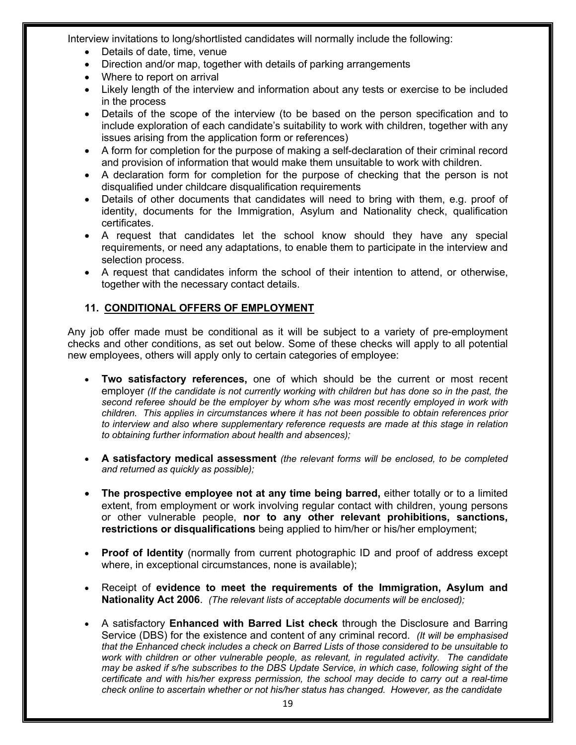Interview invitations to long/shortlisted candidates will normally include the following:

- Details of date, time, venue
- Direction and/or map, together with details of parking arrangements
- Where to report on arrival
- Likely length of the interview and information about any tests or exercise to be included in the process
- Details of the scope of the interview (to be based on the person specification and to include exploration of each candidate's suitability to work with children, together with any issues arising from the application form or references)
- A form for completion for the purpose of making a self-declaration of their criminal record and provision of information that would make them unsuitable to work with children.
- A declaration form for completion for the purpose of checking that the person is not disqualified under childcare disqualification requirements
- Details of other documents that candidates will need to bring with them, e.g. proof of identity, documents for the Immigration, Asylum and Nationality check, qualification certificates.
- A request that candidates let the school know should they have any special requirements, or need any adaptations, to enable them to participate in the interview and selection process.
- A request that candidates inform the school of their intention to attend, or otherwise, together with the necessary contact details.

## 11. CONDITIONAL OFFERS OF EMPLOYMENT

Any job offer made must be conditional as it will be subject to a variety of pre-employment checks and other conditions, as set out below. Some of these checks will apply to all potential new employees, others will apply only to certain categories of employee:

- **Two satisfactory references,** one of which should be the current or most recent employer *(If the candidate is not currently working with children but has done so in the past, the second referee should be the employer by whom s/he was most recently employed in work with children. This applies in circumstances where it has not been possible to obtain references prior to interview and also where supplementary reference requests are made at this stage in relation to obtaining further information about health and absences);*

- **A satisfactory medical assessment** *(the relevant forms will be enclosed, to be completed and returned as quickly as possible);*

- **The prospective employee not at any time being barred,** either totally or to a limited extent, from employment or work involving regular contact with children, young persons or other vulnerable people, **nor to any other relevant prohibitions, sanctions, restrictions or disqualifications** being applied to him/her or his/her employment;

- **Proof of Identity** (normally from current photographic ID and proof of address except where, in exceptional circumstances, none is available);

- Receipt of **evidence to meet the requirements of the Immigration, Asylum and Nationality Act 2006**. *(The relevant lists of acceptable documents will be enclosed);*

- A satisfactory **Enhanced with Barred List check** through the Disclosure and Barring Service (DBS) for the existence and content of any criminal record. *(It will be emphasised that the Enhanced check includes a check on Barred Lists of those considered to be unsuitable to work with children or other vulnerable people, as relevant, in regulated activity. The candidate may be asked if s/he subscribes to the DBS Update Service, in which case, following sight of the certificate and with his/her express permission, the school may decide to carry out a real-time check online to ascertain whether or not his/her status has changed. However, as the candidate*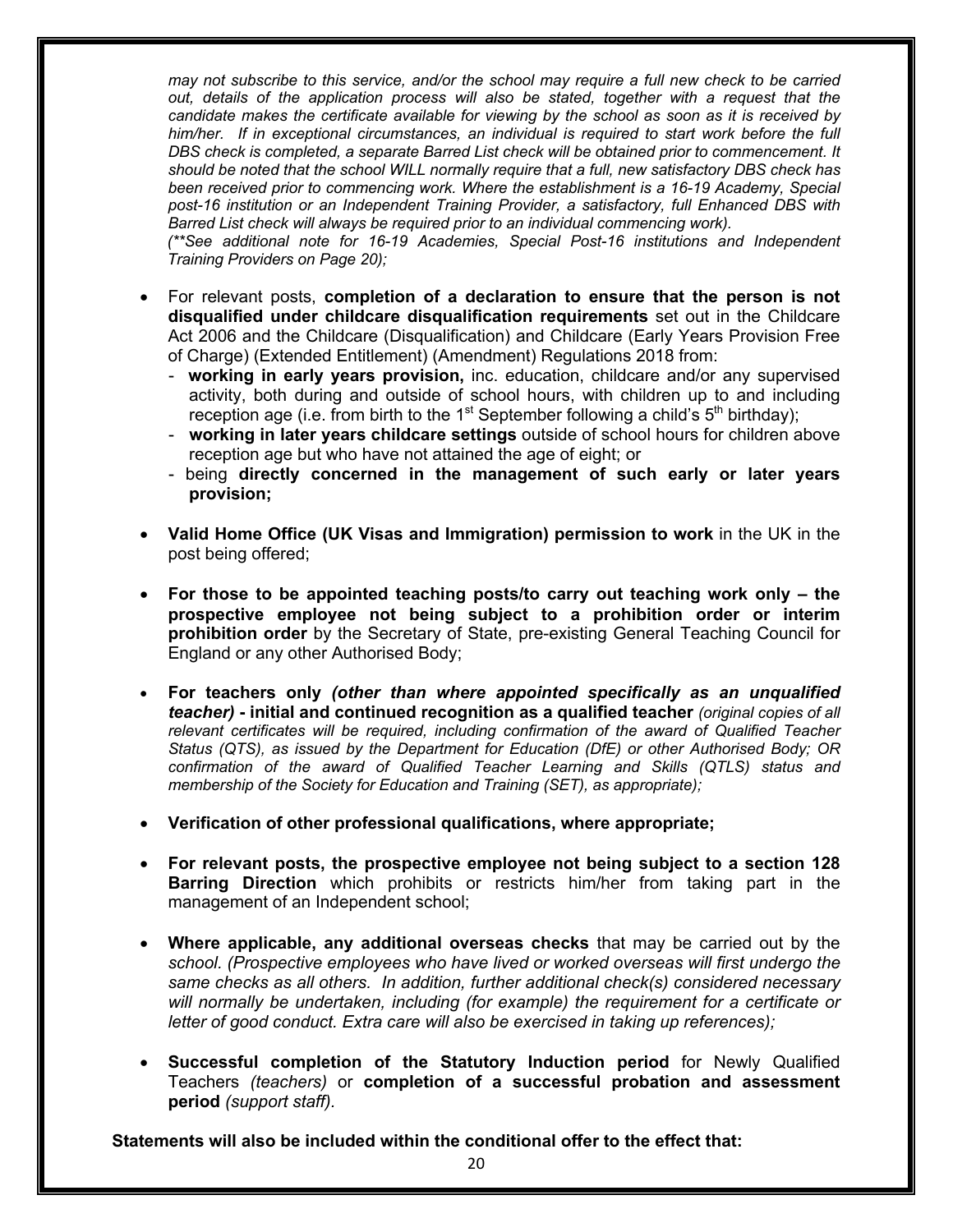*may not subscribe to this service, and/or the school may require a full new check to be carried out, details of the application process will also be stated, together with a request that the candidate makes the certificate available for viewing by the school as soon as it is received by him/her. If in exceptional circumstances, an individual is required to start work before the full DBS check is completed, a separate Barred List check will be obtained prior to commencement. It should be noted that the school WILL normally require that a full, new satisfactory DBS check has been received prior to commencing work. Where the establishment is a 16-19 Academy, Special post-16 institution or an Independent Training Provider, a satisfactory, full Enhanced DBS with Barred List check will always be required prior to an individual commencing work).*
*(**See additional note for 16-19 Academies, Special Post-16 institutions and Independent Training Providers on Page 20);*

- For relevant posts, **completion of a declaration to ensure that the person is not disqualified under childcare disqualification requirements** set out in the Childcare Act 2006 and the Childcare (Disqualification) and Childcare (Early Years Provision Free of Charge) (Extended Entitlement) (Amendment) Regulations 2018 from:
  - **working in early years provision,** inc. education, childcare and/or any supervised activity, both during and outside of school hours, with children up to and including reception age (i.e. from birth to the 1st September following a child's 5th birthday);
  - **working in later years childcare settings** outside of school hours for children above reception age but who have not attained the age of eight; or
  - being **directly concerned in the management of such early or later years provision;**

- **Valid Home Office (UK Visas and Immigration) permission to work** in the UK in the post being offered;

- **For those to be appointed teaching posts/to carry out teaching work only – the prospective employee not being subject to a prohibition order or interim prohibition order** by the Secretary of State, pre-existing General Teaching Council for England or any other Authorised Body;

- **For teachers only *(other than where appointed specifically as an unqualified teacher)* - initial and continued recognition as a qualified teacher** *(original copies of all relevant certificates will be required, including confirmation of the award of Qualified Teacher Status (QTS), as issued by the Department for Education (DfE) or other Authorised Body; OR confirmation of the award of Qualified Teacher Learning and Skills (QTLS) status and membership of the Society for Education and Training (SET), as appropriate);*

- **Verification of other professional qualifications, where appropriate;**

- **For relevant posts, the prospective employee not being subject to a section 128 Barring Direction** which prohibits or restricts him/her from taking part in the management of an Independent school;

- **Where applicable, any additional overseas checks** that may be carried out by the *school. (Prospective employees who have lived or worked overseas will first undergo the same checks as all others. In addition, further additional check(s) considered necessary will normally be undertaken, including (for example) the requirement for a certificate or letter of good conduct. Extra care will also be exercised in taking up references);*

- **Successful completion of the Statutory Induction period** for Newly Qualified Teachers *(teachers)* or **completion of a successful probation and assessment period** *(support staff)*.

**Statements will also be included within the conditional offer to the effect that:**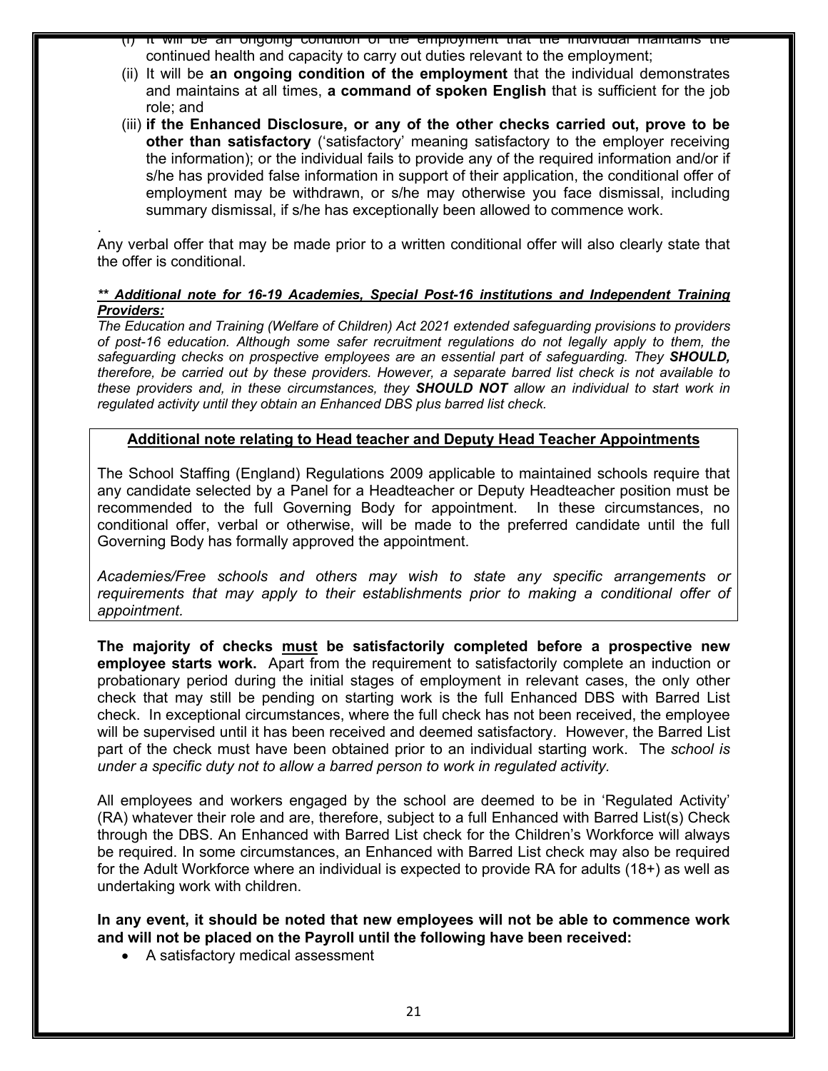(i) It will be an ongoing condition of the employment that the individual maintains the continued health and capacity to carry out duties relevant to the employment;

(ii) It will be **an ongoing condition of the employment** that the individual demonstrates and maintains at all times, **a command of spoken English** that is sufficient for the job role; and

(iii) **if the Enhanced Disclosure, or any of the other checks carried out, prove to be other than satisfactory** ('satisfactory' meaning satisfactory to the employer receiving the information); or the individual fails to provide any of the required information and/or if s/he has provided false information in support of their application, the conditional offer of employment may be withdrawn, or s/he may otherwise you face dismissal, including summary dismissal, if s/he has exceptionally been allowed to commence work.

.

Any verbal offer that may be made prior to a written conditional offer will also clearly state that the offer is conditional.

***\*\* <u>Additional note for 16-19 Academies, Special Post-16 institutions and Independent Training Providers:</u>***

*The Education and Training (Welfare of Children) Act 2021 extended safeguarding provisions to providers of post-16 education. Although some safer recruitment regulations do not legally apply to them, the safeguarding checks on prospective employees are an essential part of safeguarding. They **SHOULD,** therefore, be carried out by these providers. However, a separate barred list check is not available to these providers and, in these circumstances, they **SHOULD NOT** allow an individual to start work in regulated activity until they obtain an Enhanced DBS plus barred list check.*

**<u>Additional note relating to Head teacher and Deputy Head Teacher Appointments</u>**

The School Staffing (England) Regulations 2009 applicable to maintained schools require that any candidate selected by a Panel for a Headteacher or Deputy Headteacher position must be recommended to the full Governing Body for appointment. In these circumstances, no conditional offer, verbal or otherwise, will be made to the preferred candidate until the full Governing Body has formally approved the appointment.

*Academies/Free schools and others may wish to state any specific arrangements or requirements that may apply to their establishments prior to making a conditional offer of appointment.*

**The majority of checks <u>must</u> be satisfactorily completed before a prospective new employee starts work.** Apart from the requirement to satisfactorily complete an induction or probationary period during the initial stages of employment in relevant cases, the only other check that may still be pending on starting work is the full Enhanced DBS with Barred List check. In exceptional circumstances, where the full check has not been received, the employee will be supervised until it has been received and deemed satisfactory. However, the Barred List part of the check must have been obtained prior to an individual starting work. The *school is under a specific duty not to allow a barred person to work in regulated activity.*

All employees and workers engaged by the school are deemed to be in 'Regulated Activity' (RA) whatever their role and are, therefore, subject to a full Enhanced with Barred List(s) Check through the DBS. An Enhanced with Barred List check for the Children's Workforce will always be required. In some circumstances, an Enhanced with Barred List check may also be required for the Adult Workforce where an individual is expected to provide RA for adults (18+) as well as undertaking work with children.

**In any event, it should be noted that new employees will not be able to commence work and will not be placed on the Payroll until the following have been received:**

- A satisfactory medical assessment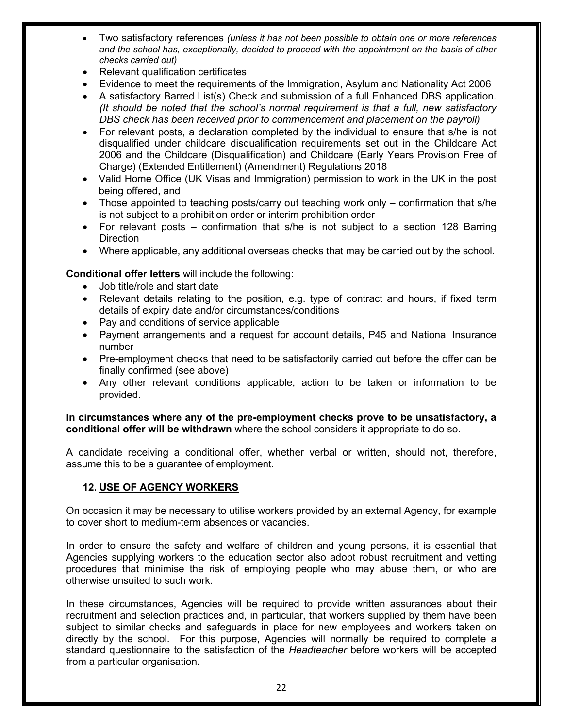- Two satisfactory references *(unless it has not been possible to obtain one or more references and the school has, exceptionally, decided to proceed with the appointment on the basis of other checks carried out)*
- Relevant qualification certificates
- Evidence to meet the requirements of the Immigration, Asylum and Nationality Act 2006
- A satisfactory Barred List(s) Check and submission of a full Enhanced DBS application. *(It should be noted that the school's normal requirement is that a full, new satisfactory DBS check has been received prior to commencement and placement on the payroll)*
- For relevant posts, a declaration completed by the individual to ensure that s/he is not disqualified under childcare disqualification requirements set out in the Childcare Act 2006 and the Childcare (Disqualification) and Childcare (Early Years Provision Free of Charge) (Extended Entitlement) (Amendment) Regulations 2018
- Valid Home Office (UK Visas and Immigration) permission to work in the UK in the post being offered, and
- Those appointed to teaching posts/carry out teaching work only – confirmation that s/he is not subject to a prohibition order or interim prohibition order
- For relevant posts – confirmation that s/he is not subject to a section 128 Barring Direction
- Where applicable, any additional overseas checks that may be carried out by the school.

**Conditional offer letters** will include the following:

- Job title/role and start date
- Relevant details relating to the position, e.g. type of contract and hours, if fixed term details of expiry date and/or circumstances/conditions
- Pay and conditions of service applicable
- Payment arrangements and a request for account details, P45 and National Insurance number
- Pre-employment checks that need to be satisfactorily carried out before the offer can be finally confirmed (see above)
- Any other relevant conditions applicable, action to be taken or information to be provided.

**In circumstances where any of the pre-employment checks prove to be unsatisfactory, a conditional offer will be withdrawn** where the school considers it appropriate to do so.

A candidate receiving a conditional offer, whether verbal or written, should not, therefore, assume this to be a guarantee of employment.

## 12. USE OF AGENCY WORKERS

On occasion it may be necessary to utilise workers provided by an external Agency, for example to cover short to medium-term absences or vacancies.

In order to ensure the safety and welfare of children and young persons, it is essential that Agencies supplying workers to the education sector also adopt robust recruitment and vetting procedures that minimise the risk of employing people who may abuse them, or who are otherwise unsuited to such work.

In these circumstances, Agencies will be required to provide written assurances about their recruitment and selection practices and, in particular, that workers supplied by them have been subject to similar checks and safeguards in place for new employees and workers taken on directly by the school. For this purpose, Agencies will normally be required to complete a standard questionnaire to the satisfaction of the *Headteacher* before workers will be accepted from a particular organisation.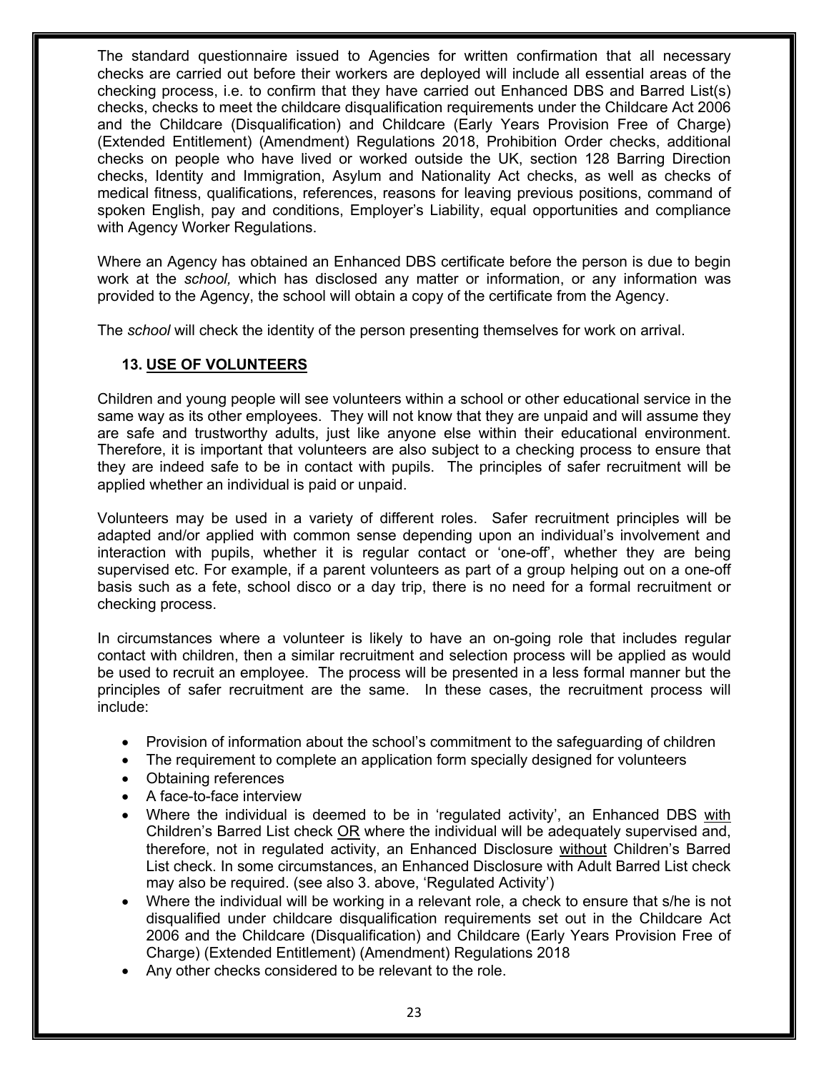The standard questionnaire issued to Agencies for written confirmation that all necessary checks are carried out before their workers are deployed will include all essential areas of the checking process, i.e. to confirm that they have carried out Enhanced DBS and Barred List(s) checks, checks to meet the childcare disqualification requirements under the Childcare Act 2006 and the Childcare (Disqualification) and Childcare (Early Years Provision Free of Charge) (Extended Entitlement) (Amendment) Regulations 2018, Prohibition Order checks, additional checks on people who have lived or worked outside the UK, section 128 Barring Direction checks, Identity and Immigration, Asylum and Nationality Act checks, as well as checks of medical fitness, qualifications, references, reasons for leaving previous positions, command of spoken English, pay and conditions, Employer's Liability, equal opportunities and compliance with Agency Worker Regulations.

Where an Agency has obtained an Enhanced DBS certificate before the person is due to begin work at the *school,* which has disclosed any matter or information, or any information was provided to the Agency, the school will obtain a copy of the certificate from the Agency.

The *school* will check the identity of the person presenting themselves for work on arrival.

## 13. USE OF VOLUNTEERS

Children and young people will see volunteers within a school or other educational service in the same way as its other employees. They will not know that they are unpaid and will assume they are safe and trustworthy adults, just like anyone else within their educational environment. Therefore, it is important that volunteers are also subject to a checking process to ensure that they are indeed safe to be in contact with pupils. The principles of safer recruitment will be applied whether an individual is paid or unpaid.

Volunteers may be used in a variety of different roles. Safer recruitment principles will be adapted and/or applied with common sense depending upon an individual's involvement and interaction with pupils, whether it is regular contact or 'one-off', whether they are being supervised etc. For example, if a parent volunteers as part of a group helping out on a one-off basis such as a fete, school disco or a day trip, there is no need for a formal recruitment or checking process.

In circumstances where a volunteer is likely to have an on-going role that includes regular contact with children, then a similar recruitment and selection process will be applied as would be used to recruit an employee. The process will be presented in a less formal manner but the principles of safer recruitment are the same. In these cases, the recruitment process will include:

- Provision of information about the school's commitment to the safeguarding of children
- The requirement to complete an application form specially designed for volunteers
- Obtaining references
- A face-to-face interview
- Where the individual is deemed to be in 'regulated activity', an Enhanced DBS with Children's Barred List check OR where the individual will be adequately supervised and, therefore, not in regulated activity, an Enhanced Disclosure without Children's Barred List check. In some circumstances, an Enhanced Disclosure with Adult Barred List check may also be required. (see also 3. above, 'Regulated Activity')
- Where the individual will be working in a relevant role, a check to ensure that s/he is not disqualified under childcare disqualification requirements set out in the Childcare Act 2006 and the Childcare (Disqualification) and Childcare (Early Years Provision Free of Charge) (Extended Entitlement) (Amendment) Regulations 2018
- Any other checks considered to be relevant to the role.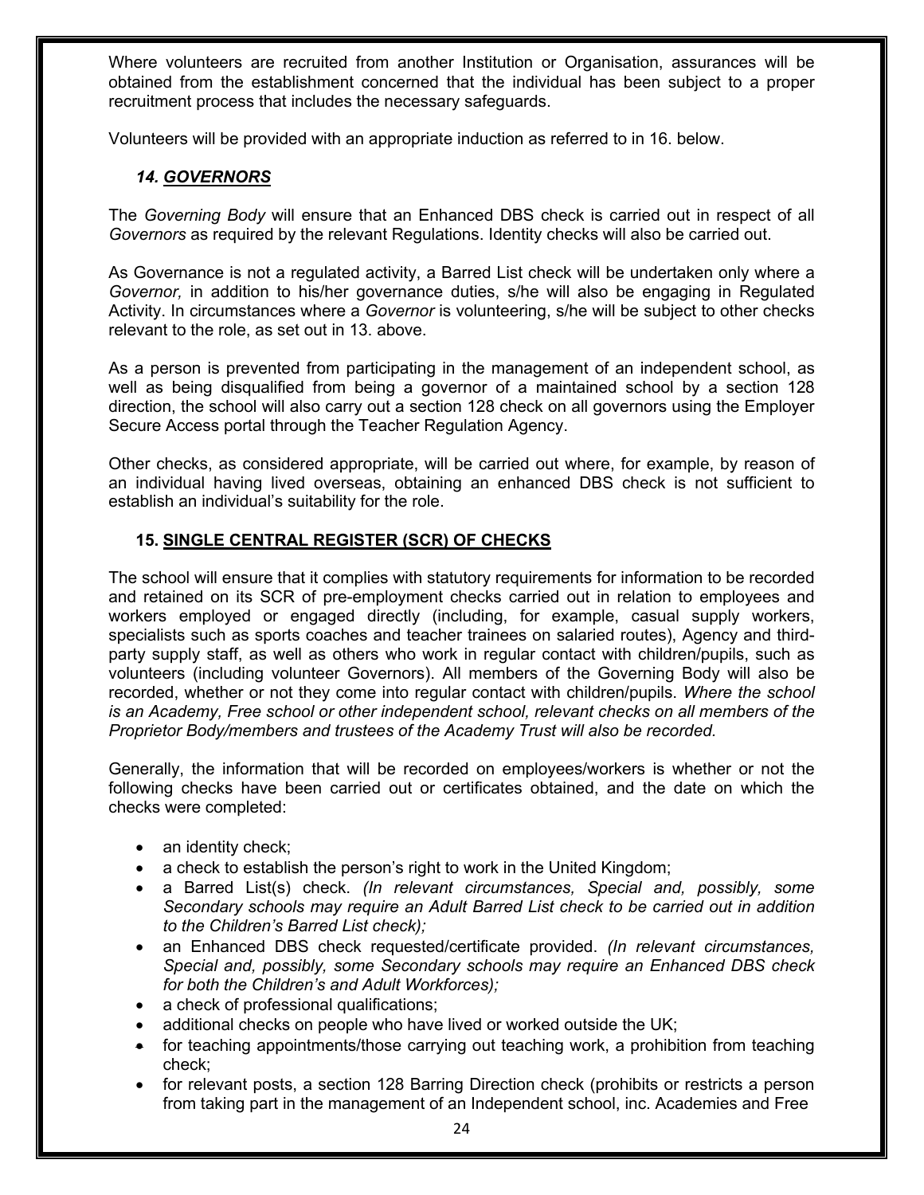Where volunteers are recruited from another Institution or Organisation, assurances will be obtained from the establishment concerned that the individual has been subject to a proper recruitment process that includes the necessary safeguards.

Volunteers will be provided with an appropriate induction as referred to in 16. below.

### *14. GOVERNORS*

The *Governing Body* will ensure that an Enhanced DBS check is carried out in respect of all *Governors* as required by the relevant Regulations. Identity checks will also be carried out.

As Governance is not a regulated activity, a Barred List check will be undertaken only where a *Governor,* in addition to his/her governance duties, s/he will also be engaging in Regulated Activity. In circumstances where a *Governor* is volunteering, s/he will be subject to other checks relevant to the role, as set out in 13. above.

As a person is prevented from participating in the management of an independent school, as well as being disqualified from being a governor of a maintained school by a section 128 direction, the school will also carry out a section 128 check on all governors using the Employer Secure Access portal through the Teacher Regulation Agency.

Other checks, as considered appropriate, will be carried out where, for example, by reason of an individual having lived overseas, obtaining an enhanced DBS check is not sufficient to establish an individual's suitability for the role.

### 15. SINGLE CENTRAL REGISTER (SCR) OF CHECKS

The school will ensure that it complies with statutory requirements for information to be recorded and retained on its SCR of pre-employment checks carried out in relation to employees and workers employed or engaged directly (including, for example, casual supply workers, specialists such as sports coaches and teacher trainees on salaried routes), Agency and third-party supply staff, as well as others who work in regular contact with children/pupils, such as volunteers (including volunteer Governors). All members of the Governing Body will also be recorded, whether or not they come into regular contact with children/pupils. *Where the school is an Academy, Free school or other independent school, relevant checks on all members of the Proprietor Body/members and trustees of the Academy Trust will also be recorded.*

Generally, the information that will be recorded on employees/workers is whether or not the following checks have been carried out or certificates obtained, and the date on which the checks were completed:

- an identity check;
- a check to establish the person's right to work in the United Kingdom;
- a Barred List(s) check. *(In relevant circumstances, Special and, possibly, some Secondary schools may require an Adult Barred List check to be carried out in addition to the Children's Barred List check);*
- an Enhanced DBS check requested/certificate provided. *(In relevant circumstances, Special and, possibly, some Secondary schools may require an Enhanced DBS check for both the Children's and Adult Workforces);*
- a check of professional qualifications;
- additional checks on people who have lived or worked outside the UK;
- for teaching appointments/those carrying out teaching work, a prohibition from teaching check;
- for relevant posts, a section 128 Barring Direction check (prohibits or restricts a person from taking part in the management of an Independent school, inc. Academies and Free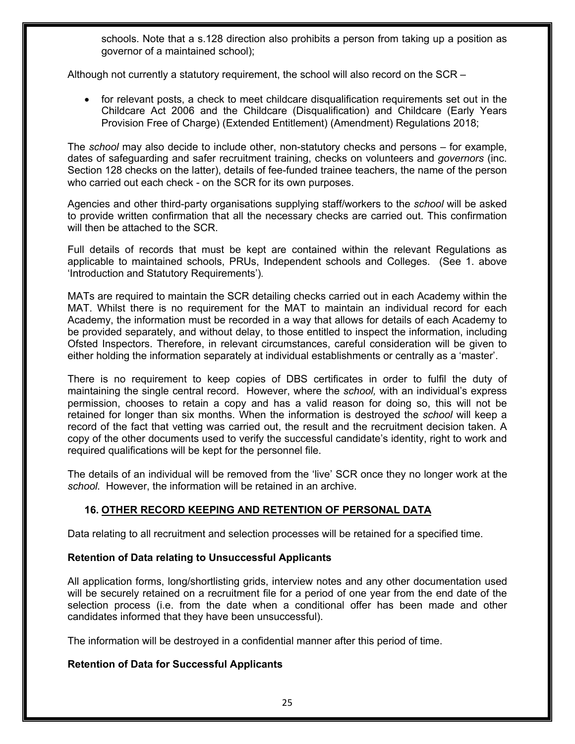schools. Note that a s.128 direction also prohibits a person from taking up a position as governor of a maintained school);

Although not currently a statutory requirement, the school will also record on the SCR –

- for relevant posts, a check to meet childcare disqualification requirements set out in the Childcare Act 2006 and the Childcare (Disqualification) and Childcare (Early Years Provision Free of Charge) (Extended Entitlement) (Amendment) Regulations 2018;

The *school* may also decide to include other, non-statutory checks and persons – for example, dates of safeguarding and safer recruitment training, checks on volunteers and *governors* (inc. Section 128 checks on the latter), details of fee-funded trainee teachers, the name of the person who carried out each check - on the SCR for its own purposes.

Agencies and other third-party organisations supplying staff/workers to the *school* will be asked to provide written confirmation that all the necessary checks are carried out. This confirmation will then be attached to the SCR.

Full details of records that must be kept are contained within the relevant Regulations as applicable to maintained schools, PRUs, Independent schools and Colleges. (See 1. above 'Introduction and Statutory Requirements').

MATs are required to maintain the SCR detailing checks carried out in each Academy within the MAT. Whilst there is no requirement for the MAT to maintain an individual record for each Academy, the information must be recorded in a way that allows for details of each Academy to be provided separately, and without delay, to those entitled to inspect the information, including Ofsted Inspectors. Therefore, in relevant circumstances, careful consideration will be given to either holding the information separately at individual establishments or centrally as a 'master'.

There is no requirement to keep copies of DBS certificates in order to fulfil the duty of maintaining the single central record. However, where the *school,* with an individual's express permission, chooses to retain a copy and has a valid reason for doing so, this will not be retained for longer than six months. When the information is destroyed the *school* will keep a record of the fact that vetting was carried out, the result and the recruitment decision taken. A copy of the other documents used to verify the successful candidate's identity, right to work and required qualifications will be kept for the personnel file.

The details of an individual will be removed from the 'live' SCR once they no longer work at the *school.* However, the information will be retained in an archive.

## 16. OTHER RECORD KEEPING AND RETENTION OF PERSONAL DATA

Data relating to all recruitment and selection processes will be retained for a specified time.

**Retention of Data relating to Unsuccessful Applicants**

All application forms, long/shortlisting grids, interview notes and any other documentation used will be securely retained on a recruitment file for a period of one year from the end date of the selection process (i.e. from the date when a conditional offer has been made and other candidates informed that they have been unsuccessful).

The information will be destroyed in a confidential manner after this period of time.

**Retention of Data for Successful Applicants**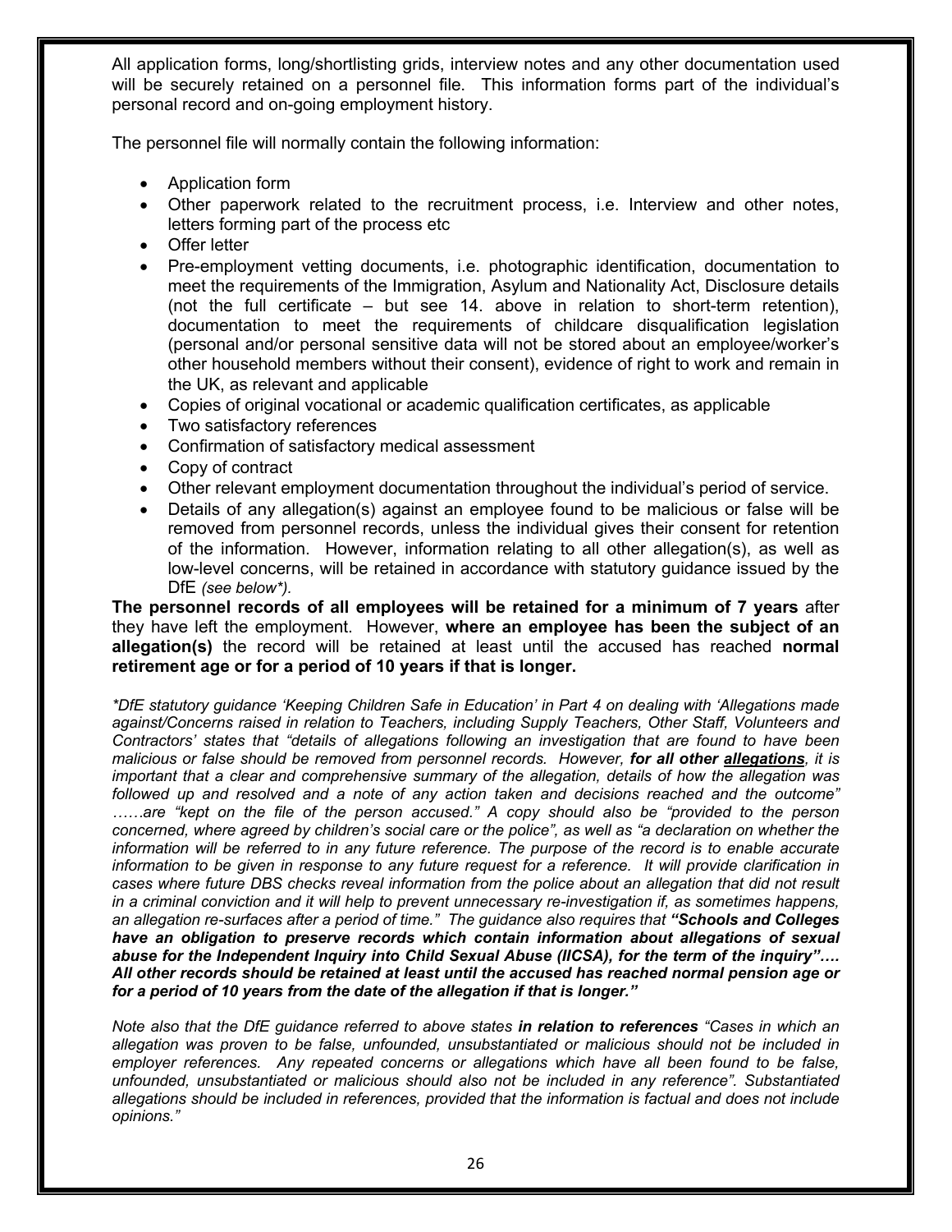All application forms, long/shortlisting grids, interview notes and any other documentation used will be securely retained on a personnel file. This information forms part of the individual's personal record and on-going employment history.

The personnel file will normally contain the following information:

- Application form
- Other paperwork related to the recruitment process, i.e. Interview and other notes, letters forming part of the process etc
- Offer letter
- Pre-employment vetting documents, i.e. photographic identification, documentation to meet the requirements of the Immigration, Asylum and Nationality Act, Disclosure details (not the full certificate – but see 14. above in relation to short-term retention), documentation to meet the requirements of childcare disqualification legislation (personal and/or personal sensitive data will not be stored about an employee/worker's other household members without their consent), evidence of right to work and remain in the UK, as relevant and applicable
- Copies of original vocational or academic qualification certificates, as applicable
- Two satisfactory references
- Confirmation of satisfactory medical assessment
- Copy of contract
- Other relevant employment documentation throughout the individual's period of service.
- Details of any allegation(s) against an employee found to be malicious or false will be removed from personnel records, unless the individual gives their consent for retention of the information. However, information relating to all other allegation(s), as well as low-level concerns, will be retained in accordance with statutory guidance issued by the DfE *(see below*).*

**The personnel records of all employees will be retained for a minimum of 7 years** after they have left the employment. However, **where an employee has been the subject of an allegation(s)** the record will be retained at least until the accused has reached **normal retirement age or for a period of 10 years if that is longer.**

*\*DfE statutory guidance 'Keeping Children Safe in Education' in Part 4 on dealing with 'Allegations made against/Concerns raised in relation to Teachers, including Supply Teachers, Other Staff, Volunteers and Contractors' states that "details of allegations following an investigation that are found to have been malicious or false should be removed from personnel records. However, **for all other allegations**, it is important that a clear and comprehensive summary of the allegation, details of how the allegation was followed up and resolved and a note of any action taken and decisions reached and the outcome" ……are "kept on the file of the person accused." A copy should also be "provided to the person concerned, where agreed by children's social care or the police", as well as "a declaration on whether the information will be referred to in any future reference. The purpose of the record is to enable accurate information to be given in response to any future request for a reference. It will provide clarification in cases where future DBS checks reveal information from the police about an allegation that did not result in a criminal conviction and it will help to prevent unnecessary re-investigation if, as sometimes happens, an allegation re-surfaces after a period of time." The guidance also requires that **"Schools and Colleges have an obligation to preserve records which contain information about allegations of sexual abuse for the Independent Inquiry into Child Sexual Abuse (IICSA), for the term of the inquiry"…. All other records should be retained at least until the accused has reached normal pension age or for a period of 10 years from the date of the allegation if that is longer."***

*Note also that the DfE guidance referred to above states **in relation to references** "Cases in which an allegation was proven to be false, unfounded, unsubstantiated or malicious should not be included in employer references. Any repeated concerns or allegations which have all been found to be false, unfounded, unsubstantiated or malicious should also not be included in any reference". Substantiated allegations should be included in references, provided that the information is factual and does not include opinions."*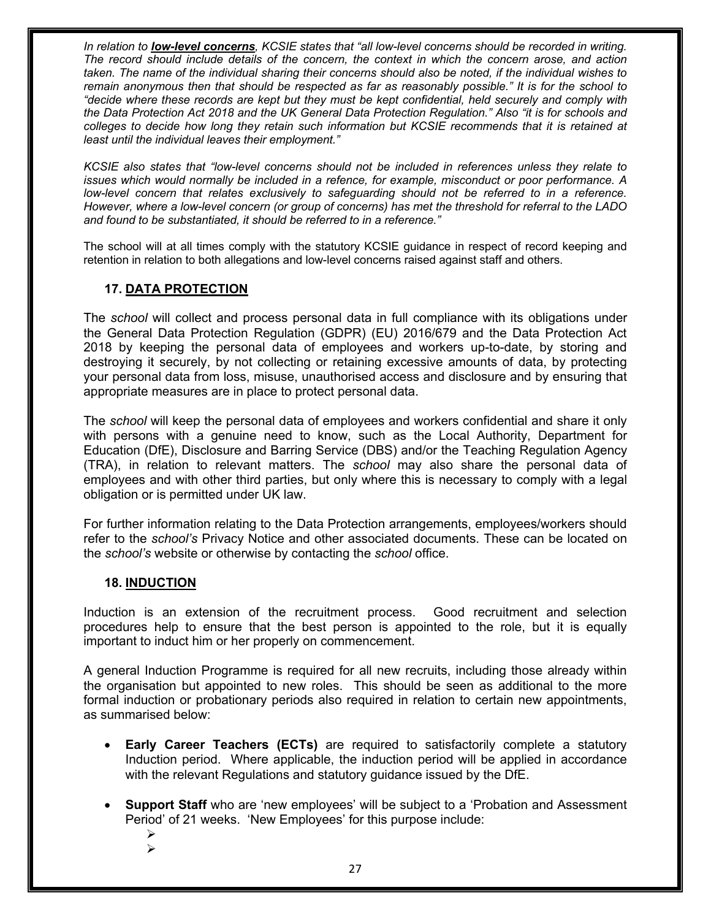*In relation to **low-level concerns**, KCSIE states that "all low-level concerns should be recorded in writing. The record should include details of the concern, the context in which the concern arose, and action taken. The name of the individual sharing their concerns should also be noted, if the individual wishes to remain anonymous then that should be respected as far as reasonably possible." It is for the school to "decide where these records are kept but they must be kept confidential, held securely and comply with the Data Protection Act 2018 and the UK General Data Protection Regulation." Also "it is for schools and colleges to decide how long they retain such information but KCSIE recommends that it is retained at least until the individual leaves their employment."*

*KCSIE also states that "low-level concerns should not be included in references unless they relate to issues which would normally be included in a refence, for example, misconduct or poor performance. A low-level concern that relates exclusively to safeguarding should not be referred to in a reference. However, where a low-level concern (or group of concerns) has met the threshold for referral to the LADO and found to be substantiated, it should be referred to in a reference."*

The school will at all times comply with the statutory KCSIE guidance in respect of record keeping and retention in relation to both allegations and low-level concerns raised against staff and others.

## 17. DATA PROTECTION

The *school* will collect and process personal data in full compliance with its obligations under the General Data Protection Regulation (GDPR) (EU) 2016/679 and the Data Protection Act 2018 by keeping the personal data of employees and workers up-to-date, by storing and destroying it securely, by not collecting or retaining excessive amounts of data, by protecting your personal data from loss, misuse, unauthorised access and disclosure and by ensuring that appropriate measures are in place to protect personal data.

The *school* will keep the personal data of employees and workers confidential and share it only with persons with a genuine need to know, such as the Local Authority, Department for Education (DfE), Disclosure and Barring Service (DBS) and/or the Teaching Regulation Agency (TRA), in relation to relevant matters. The *school* may also share the personal data of employees and with other third parties, but only where this is necessary to comply with a legal obligation or is permitted under UK law.

For further information relating to the Data Protection arrangements, employees/workers should refer to the *school's* Privacy Notice and other associated documents. These can be located on the *school's* website or otherwise by contacting the *school* office.

## 18. INDUCTION

Induction is an extension of the recruitment process. Good recruitment and selection procedures help to ensure that the best person is appointed to the role, but it is equally important to induct him or her properly on commencement.

A general Induction Programme is required for all new recruits, including those already within the organisation but appointed to new roles. This should be seen as additional to the more formal induction or probationary periods also required in relation to certain new appointments, as summarised below:

- **Early Career Teachers (ECTs)** are required to satisfactorily complete a statutory Induction period. Where applicable, the induction period will be applied in accordance with the relevant Regulations and statutory guidance issued by the DfE.
- **Support Staff** who are 'new employees' will be subject to a 'Probation and Assessment Period' of 21 weeks. 'New Employees' for this purpose include: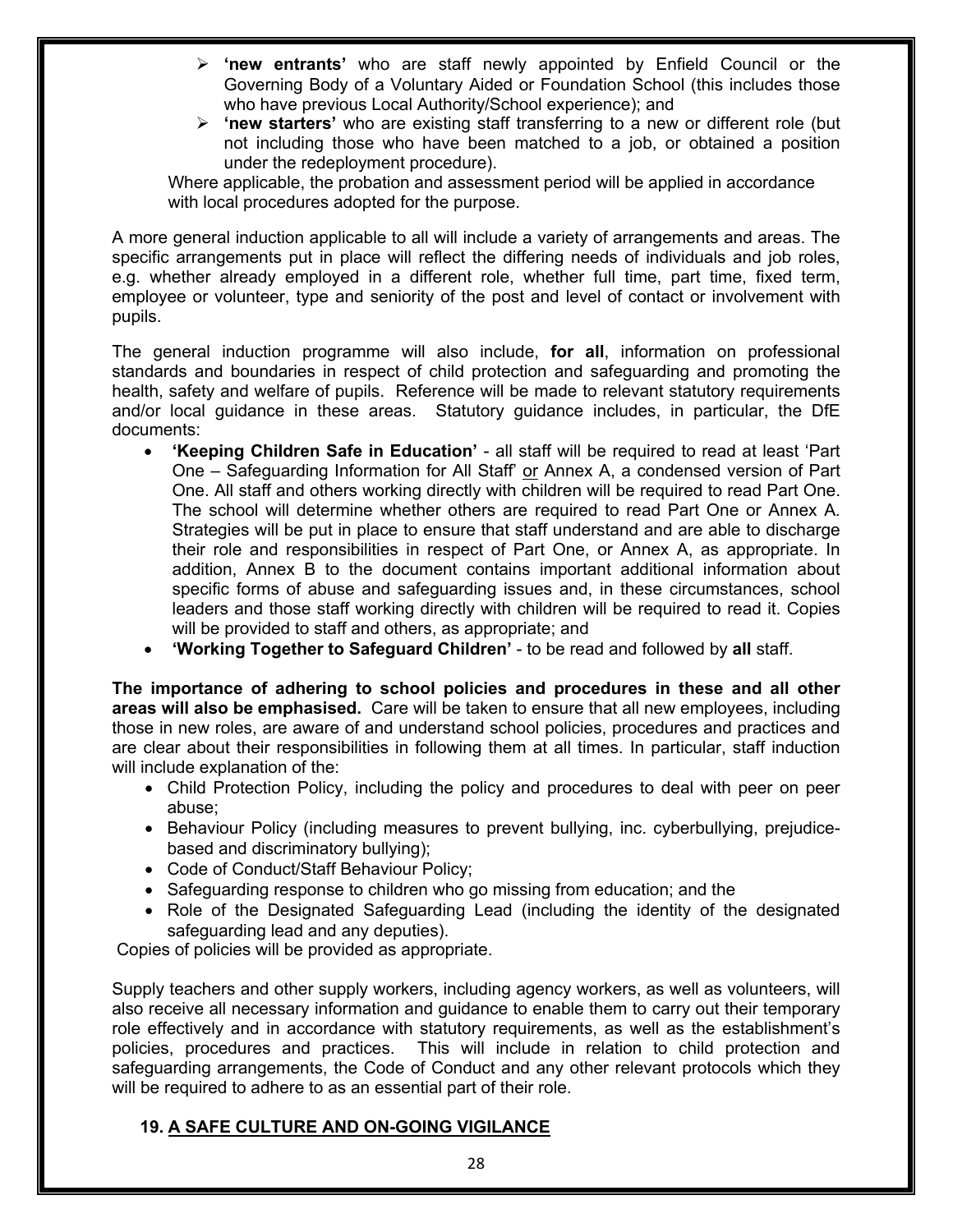- **'new entrants'** who are staff newly appointed by Enfield Council or the Governing Body of a Voluntary Aided or Foundation School (this includes those who have previous Local Authority/School experience); and
- **'new starters'** who are existing staff transferring to a new or different role (but not including those who have been matched to a job, or obtained a position under the redeployment procedure).

Where applicable, the probation and assessment period will be applied in accordance with local procedures adopted for the purpose.

A more general induction applicable to all will include a variety of arrangements and areas. The specific arrangements put in place will reflect the differing needs of individuals and job roles, e.g. whether already employed in a different role, whether full time, part time, fixed term, employee or volunteer, type and seniority of the post and level of contact or involvement with pupils.

The general induction programme will also include, **for all**, information on professional standards and boundaries in respect of child protection and safeguarding and promoting the health, safety and welfare of pupils. Reference will be made to relevant statutory requirements and/or local guidance in these areas. Statutory guidance includes, in particular, the DfE documents:

- **'Keeping Children Safe in Education'** - all staff will be required to read at least 'Part One – Safeguarding Information for All Staff' or Annex A, a condensed version of Part One. All staff and others working directly with children will be required to read Part One. The school will determine whether others are required to read Part One or Annex A. Strategies will be put in place to ensure that staff understand and are able to discharge their role and responsibilities in respect of Part One, or Annex A, as appropriate. In addition, Annex B to the document contains important additional information about specific forms of abuse and safeguarding issues and, in these circumstances, school leaders and those staff working directly with children will be required to read it. Copies will be provided to staff and others, as appropriate; and
- **'Working Together to Safeguard Children'** - to be read and followed by **all** staff.

**The importance of adhering to school policies and procedures in these and all other areas will also be emphasised.** Care will be taken to ensure that all new employees, including those in new roles, are aware of and understand school policies, procedures and practices and are clear about their responsibilities in following them at all times. In particular, staff induction will include explanation of the:

- Child Protection Policy, including the policy and procedures to deal with peer on peer abuse;
- Behaviour Policy (including measures to prevent bullying, inc. cyberbullying, prejudice-based and discriminatory bullying);
- Code of Conduct/Staff Behaviour Policy;
- Safeguarding response to children who go missing from education; and the
- Role of the Designated Safeguarding Lead (including the identity of the designated safeguarding lead and any deputies).

Copies of policies will be provided as appropriate.

Supply teachers and other supply workers, including agency workers, as well as volunteers, will also receive all necessary information and guidance to enable them to carry out their temporary role effectively and in accordance with statutory requirements, as well as the establishment's policies, procedures and practices. This will include in relation to child protection and safeguarding arrangements, the Code of Conduct and any other relevant protocols which they will be required to adhere to as an essential part of their role.

## 19. A SAFE CULTURE AND ON-GOING VIGILANCE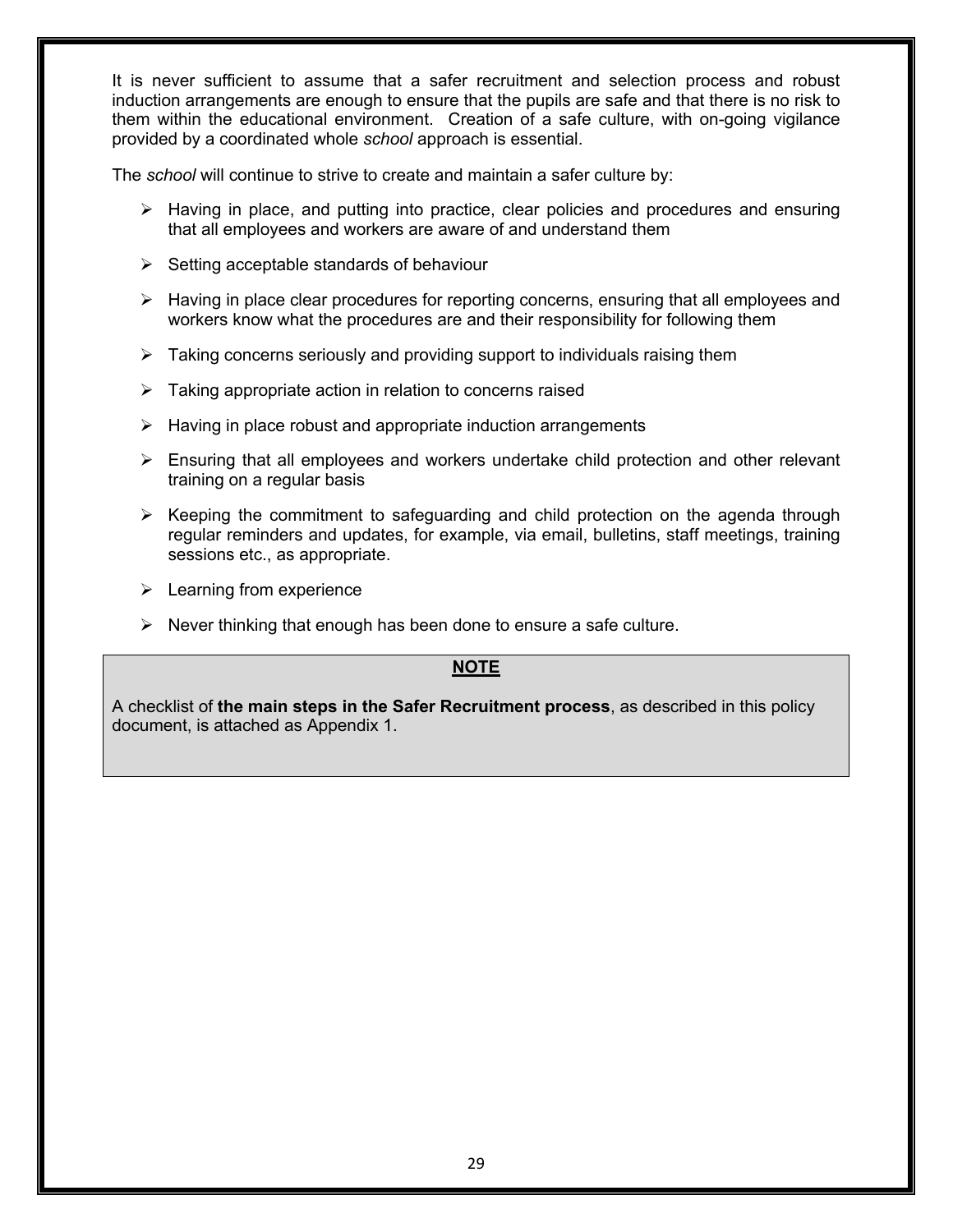It is never sufficient to assume that a safer recruitment and selection process and robust induction arrangements are enough to ensure that the pupils are safe and that there is no risk to them within the educational environment. Creation of a safe culture, with on-going vigilance provided by a coordinated whole *school* approach is essential.

The *school* will continue to strive to create and maintain a safer culture by:

- Having in place, and putting into practice, clear policies and procedures and ensuring that all employees and workers are aware of and understand them
- Setting acceptable standards of behaviour
- Having in place clear procedures for reporting concerns, ensuring that all employees and workers know what the procedures are and their responsibility for following them
- Taking concerns seriously and providing support to individuals raising them
- Taking appropriate action in relation to concerns raised
- Having in place robust and appropriate induction arrangements
- Ensuring that all employees and workers undertake child protection and other relevant training on a regular basis
- Keeping the commitment to safeguarding and child protection on the agenda through regular reminders and updates, for example, via email, bulletins, staff meetings, training sessions etc., as appropriate.
- Learning from experience
- Never thinking that enough has been done to ensure a safe culture.

**NOTE**

A checklist of **the main steps in the Safer Recruitment process**, as described in this policy document, is attached as Appendix 1.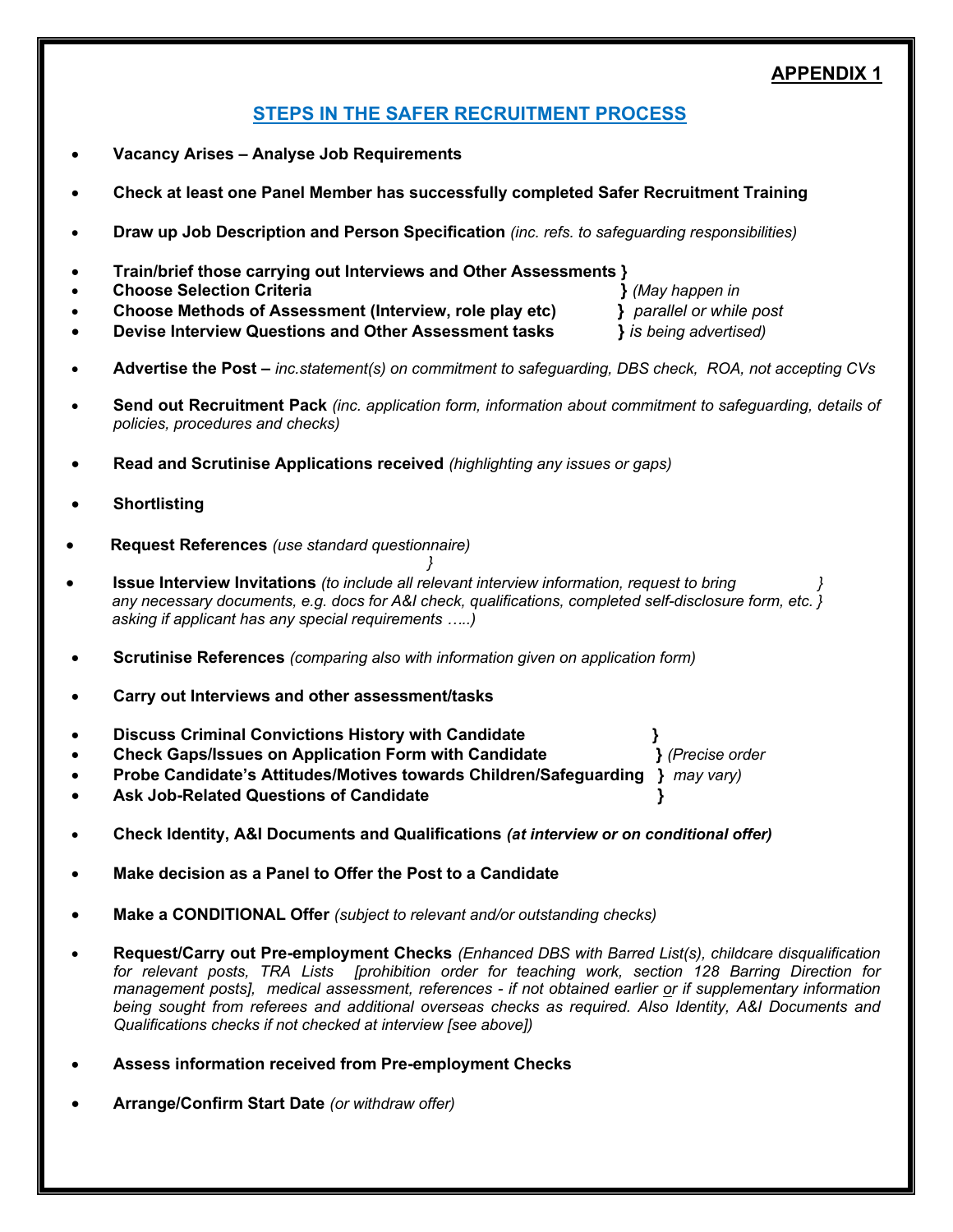**APPENDIX 1**

## STEPS IN THE SAFER RECRUITMENT PROCESS

- **Vacancy Arises – Analyse Job Requirements**
- **Check at least one Panel Member has successfully completed Safer Recruitment Training**
- **Draw up Job Description and Person Specification** *(inc. refs. to safeguarding responsibilities)*
- **Train/brief those carrying out Interviews and Other Assessments }**
- **Choose Selection Criteria** **}** *(May happen in*
- **Choose Methods of Assessment (Interview, role play etc)** **}** *parallel or while post*
- **Devise Interview Questions and Other Assessment tasks** **}** *is being advertised)*
- **Advertise the Post –** *inc.statement(s) on commitment to safeguarding, DBS check, ROA, not accepting CVs*
- **Send out Recruitment Pack** *(inc. application form, information about commitment to safeguarding, details of policies, procedures and checks)*
- **Read and Scrutinise Applications received** *(highlighting any issues or gaps)*
- **Shortlisting**
- **Request References** *(use standard questionnaire)* *}*
- **Issue Interview Invitations** *(to include all relevant interview information, request to bring }* *any necessary documents, e.g. docs for A&I check, qualifications, completed self-disclosure form, etc. }* *asking if applicant has any special requirements …..)*
- **Scrutinise References** *(comparing also with information given on application form)*
- **Carry out Interviews and other assessment/tasks**
- **Discuss Criminal Convictions History with Candidate** **}**
- **Check Gaps/Issues on Application Form with Candidate** **}** *(Precise order*
- **Probe Candidate's Attitudes/Motives towards Children/Safeguarding** **}** *may vary)*
- **Ask Job-Related Questions of Candidate** **}**
- **Check Identity, A&I Documents and Qualifications** ***(at interview or on conditional offer)***
- **Make decision as a Panel to Offer the Post to a Candidate**
- **Make a CONDITIONAL Offer** *(subject to relevant and/or outstanding checks)*
- **Request/Carry out Pre-employment Checks** *(Enhanced DBS with Barred List(s), childcare disqualification for relevant posts, TRA Lists [prohibition order for teaching work, section 128 Barring Direction for management posts], medical assessment, references - if not obtained earlier or if supplementary information being sought from referees and additional overseas checks as required. Also Identity, A&I Documents and Qualifications checks if not checked at interview [see above])*
- **Assess information received from Pre-employment Checks**
- **Arrange/Confirm Start Date** *(or withdraw offer)*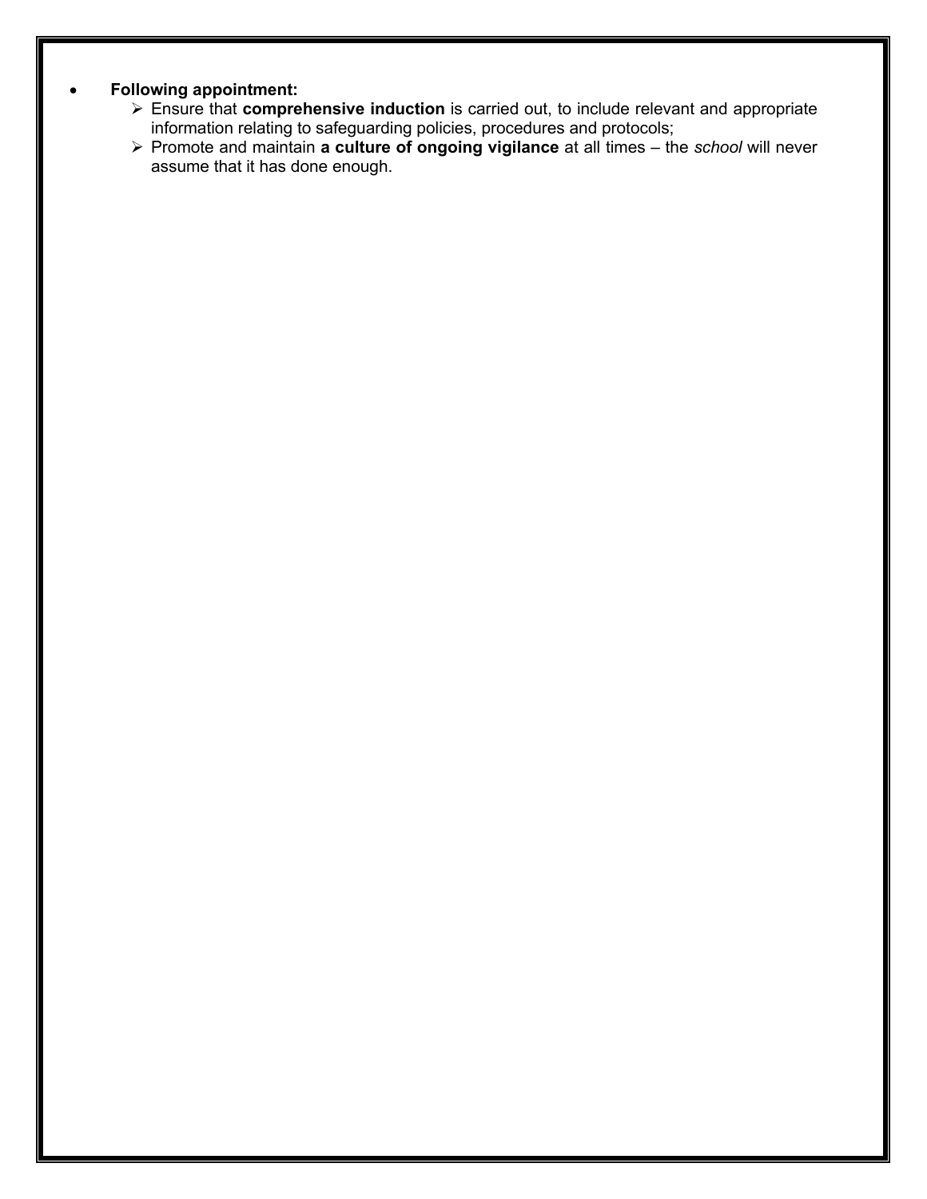- **Following appointment:**
  - Ensure that **comprehensive induction** is carried out, to include relevant and appropriate information relating to safeguarding policies, procedures and protocols;
  - Promote and maintain **a culture of ongoing vigilance** at all times – the *school* will never assume that it has done enough.